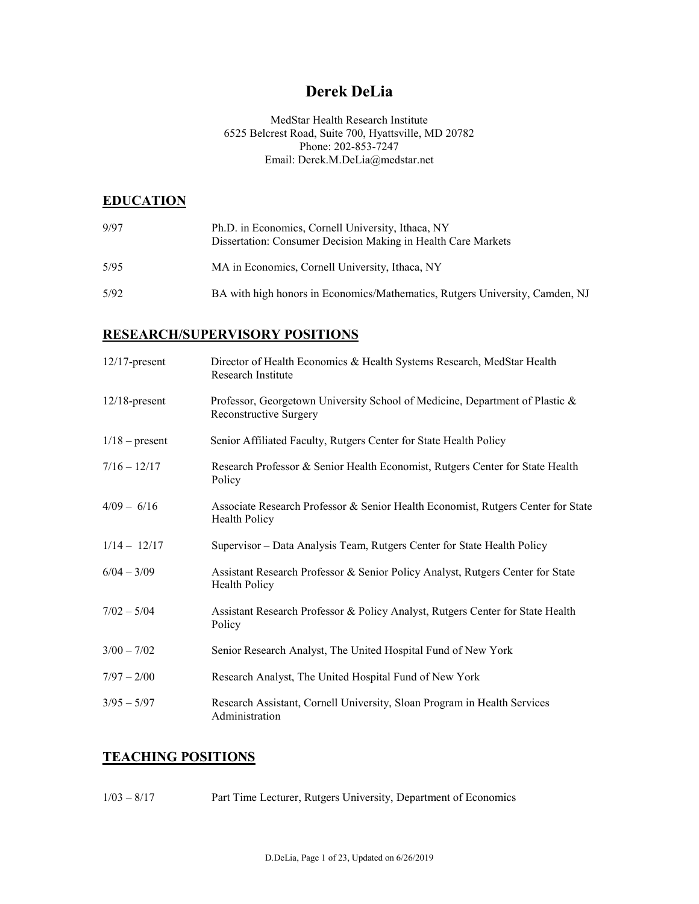# Derek DeLia

MedStar Health Research Institute
6525 Belcrest Road, Suite 700, Hyattsville, MD 20782
Phone: 202-853-7247
Email: Derek.M.DeLia@medstar.net

## EDUCATION

| | |
|---|---|
| 9/97 | Ph.D. in Economics, Cornell University, Ithaca, NY<br>Dissertation: Consumer Decision Making in Health Care Markets |
| 5/95 | MA in Economics, Cornell University, Ithaca, NY |
| 5/92 | BA with high honors in Economics/Mathematics, Rutgers University, Camden, NJ |

## RESEARCH/SUPERVISORY POSITIONS

| | |
|---|---|
| 12/17-present | Director of Health Economics & Health Systems Research, MedStar Health Research Institute |
| 12/18-present | Professor, Georgetown University School of Medicine, Department of Plastic & Reconstructive Surgery |
| 1/18 – present | Senior Affiliated Faculty, Rutgers Center for State Health Policy |
| 7/16 – 12/17 | Research Professor & Senior Health Economist, Rutgers Center for State Health Policy |
| 4/09 – 6/16 | Associate Research Professor & Senior Health Economist, Rutgers Center for State Health Policy |
| 1/14 – 12/17 | Supervisor – Data Analysis Team, Rutgers Center for State Health Policy |
| 6/04 – 3/09 | Assistant Research Professor & Senior Policy Analyst, Rutgers Center for State Health Policy |
| 7/02 – 5/04 | Assistant Research Professor & Policy Analyst, Rutgers Center for State Health Policy |
| 3/00 – 7/02 | Senior Research Analyst, The United Hospital Fund of New York |
| 7/97 – 2/00 | Research Analyst, The United Hospital Fund of New York |
| 3/95 – 5/97 | Research Assistant, Cornell University, Sloan Program in Health Services Administration |

## TEACHING POSITIONS

| | |
|---|---|
| 1/03 – 8/17 | Part Time Lecturer, Rutgers University, Department of Economics |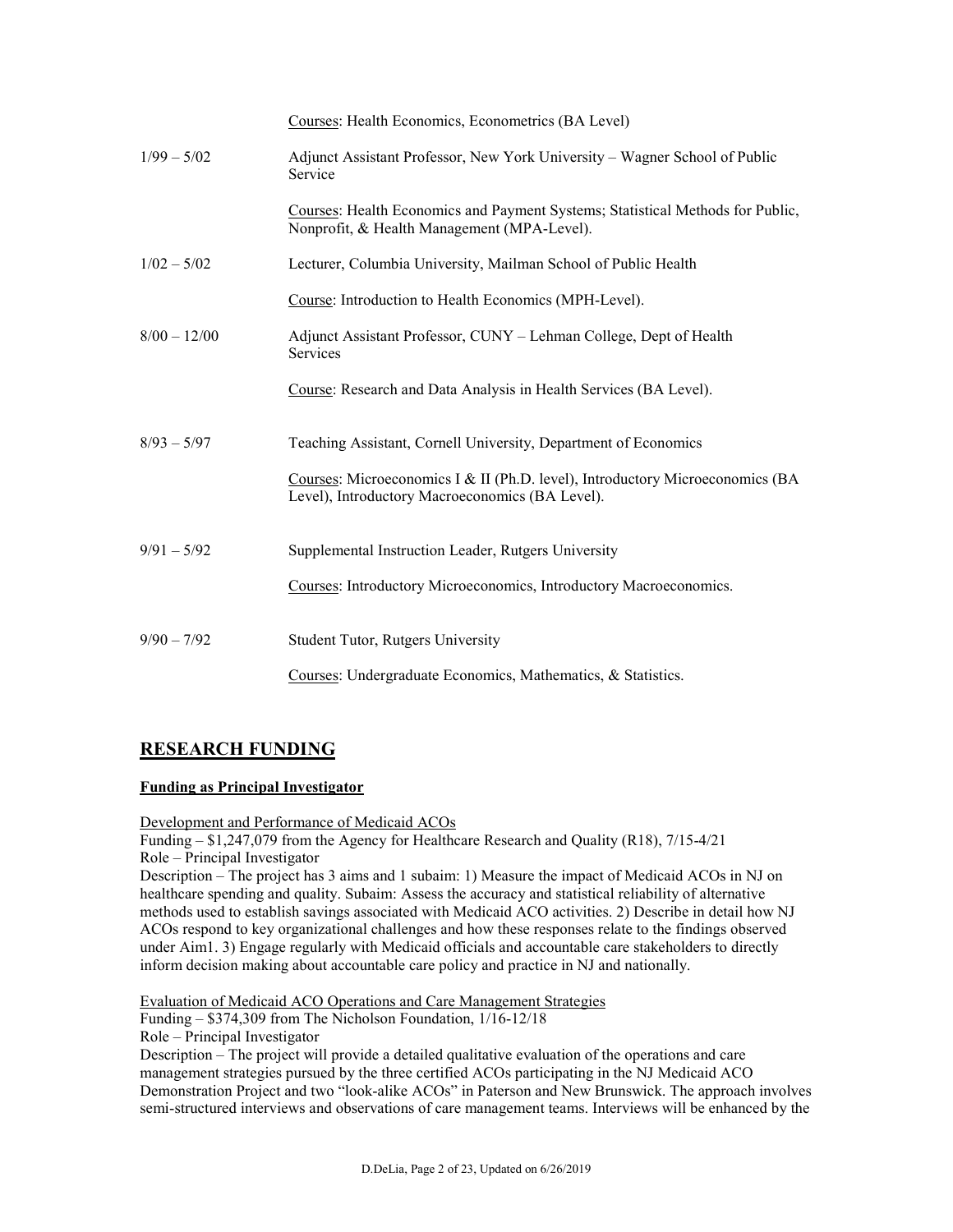Courses: Health Economics, Econometrics (BA Level)

1/99 – 5/02 Adjunct Assistant Professor, New York University – Wagner School of Public Service

Courses: Health Economics and Payment Systems; Statistical Methods for Public, Nonprofit, & Health Management (MPA-Level).

1/02 – 5/02 Lecturer, Columbia University, Mailman School of Public Health

Course: Introduction to Health Economics (MPH-Level).

8/00 – 12/00 Adjunct Assistant Professor, CUNY – Lehman College, Dept of Health Services

Course: Research and Data Analysis in Health Services (BA Level).

8/93 – 5/97 Teaching Assistant, Cornell University, Department of Economics

Courses: Microeconomics I & II (Ph.D. level), Introductory Microeconomics (BA Level), Introductory Macroeconomics (BA Level).

9/91 – 5/92 Supplemental Instruction Leader, Rutgers University

Courses: Introductory Microeconomics, Introductory Macroeconomics.

9/90 – 7/92 Student Tutor, Rutgers University

Courses: Undergraduate Economics, Mathematics, & Statistics.

## RESEARCH FUNDING

**Funding as Principal Investigator**

Development and Performance of Medicaid ACOs
Funding – $1,247,079 from the Agency for Healthcare Research and Quality (R18), 7/15-4/21
Role – Principal Investigator
Description – The project has 3 aims and 1 subaim: 1) Measure the impact of Medicaid ACOs in NJ on healthcare spending and quality. Subaim: Assess the accuracy and statistical reliability of alternative methods used to establish savings associated with Medicaid ACO activities. 2) Describe in detail how NJ ACOs respond to key organizational challenges and how these responses relate to the findings observed under Aim1. 3) Engage regularly with Medicaid officials and accountable care stakeholders to directly inform decision making about accountable care policy and practice in NJ and nationally.

Evaluation of Medicaid ACO Operations and Care Management Strategies
Funding – $374,309 from The Nicholson Foundation, 1/16-12/18
Role – Principal Investigator
Description – The project will provide a detailed qualitative evaluation of the operations and care management strategies pursued by the three certified ACOs participating in the NJ Medicaid ACO Demonstration Project and two "look-alike ACOs" in Paterson and New Brunswick. The approach involves semi-structured interviews and observations of care management teams. Interviews will be enhanced by the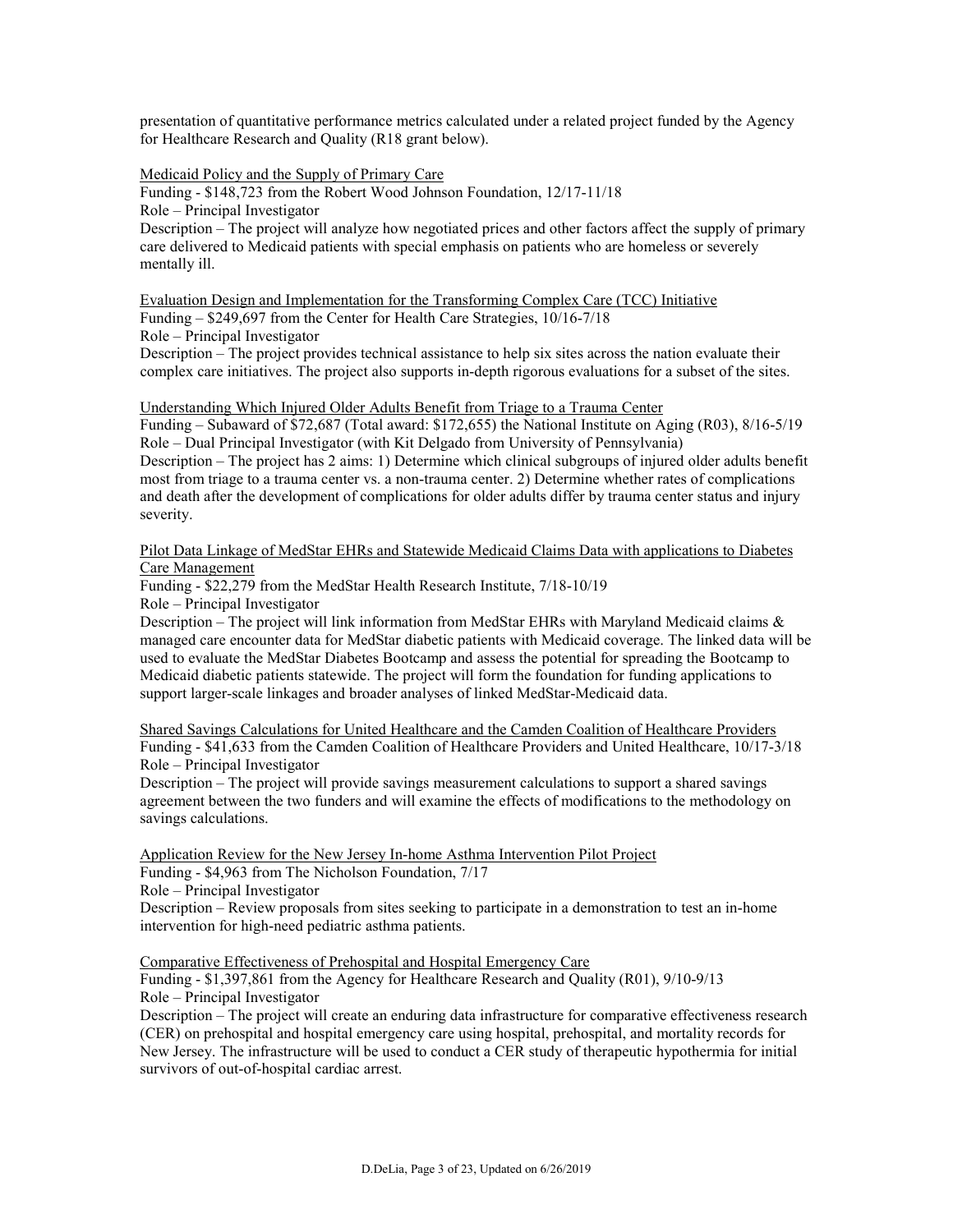presentation of quantitative performance metrics calculated under a related project funded by the Agency for Healthcare Research and Quality (R18 grant below).

<u>Medicaid Policy and the Supply of Primary Care</u>
Funding - $148,723 from the Robert Wood Johnson Foundation, 12/17-11/18
Role – Principal Investigator
Description – The project will analyze how negotiated prices and other factors affect the supply of primary care delivered to Medicaid patients with special emphasis on patients who are homeless or severely mentally ill.

<u>Evaluation Design and Implementation for the Transforming Complex Care (TCC) Initiative</u>
Funding – $249,697 from the Center for Health Care Strategies, 10/16-7/18
Role – Principal Investigator
Description – The project provides technical assistance to help six sites across the nation evaluate their complex care initiatives. The project also supports in-depth rigorous evaluations for a subset of the sites.

<u>Understanding Which Injured Older Adults Benefit from Triage to a Trauma Center</u>
Funding – Subaward of $72,687 (Total award: $172,655) the National Institute on Aging (R03), 8/16-5/19
Role – Dual Principal Investigator (with Kit Delgado from University of Pennsylvania)
Description – The project has 2 aims: 1) Determine which clinical subgroups of injured older adults benefit most from triage to a trauma center vs. a non-trauma center. 2) Determine whether rates of complications and death after the development of complications for older adults differ by trauma center status and injury severity.

<u>Pilot Data Linkage of MedStar EHRs and Statewide Medicaid Claims Data with applications to Diabetes Care Management</u>
Funding - $22,279 from the MedStar Health Research Institute, 7/18-10/19
Role – Principal Investigator
Description – The project will link information from MedStar EHRs with Maryland Medicaid claims & managed care encounter data for MedStar diabetic patients with Medicaid coverage. The linked data will be used to evaluate the MedStar Diabetes Bootcamp and assess the potential for spreading the Bootcamp to Medicaid diabetic patients statewide. The project will form the foundation for funding applications to support larger-scale linkages and broader analyses of linked MedStar-Medicaid data.

<u>Shared Savings Calculations for United Healthcare and the Camden Coalition of Healthcare Providers</u>
Funding - $41,633 from the Camden Coalition of Healthcare Providers and United Healthcare, 10/17-3/18
Role – Principal Investigator
Description – The project will provide savings measurement calculations to support a shared savings agreement between the two funders and will examine the effects of modifications to the methodology on savings calculations.

<u>Application Review for the New Jersey In-home Asthma Intervention Pilot Project</u>
Funding - $4,963 from The Nicholson Foundation, 7/17
Role – Principal Investigator
Description – Review proposals from sites seeking to participate in a demonstration to test an in-home intervention for high-need pediatric asthma patients.

<u>Comparative Effectiveness of Prehospital and Hospital Emergency Care</u>
Funding - $1,397,861 from the Agency for Healthcare Research and Quality (R01), 9/10-9/13
Role – Principal Investigator
Description – The project will create an enduring data infrastructure for comparative effectiveness research (CER) on prehospital and hospital emergency care using hospital, prehospital, and mortality records for New Jersey. The infrastructure will be used to conduct a CER study of therapeutic hypothermia for initial survivors of out-of-hospital cardiac arrest.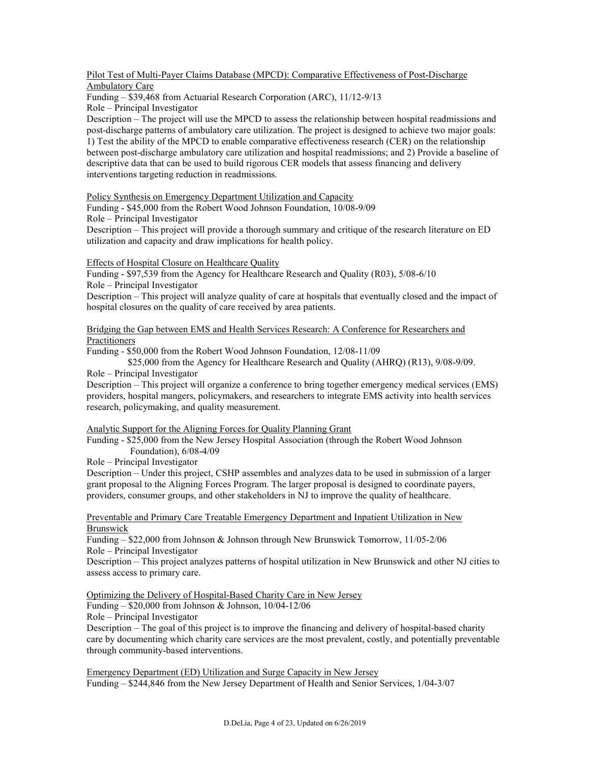Pilot Test of Multi-Payer Claims Database (MPCD): Comparative Effectiveness of Post-Discharge Ambulatory Care

Funding – $39,468 from Actuarial Research Corporation (ARC), 11/12-9/13

Role – Principal Investigator

Description – The project will use the MPCD to assess the relationship between hospital readmissions and post-discharge patterns of ambulatory care utilization. The project is designed to achieve two major goals: 1) Test the ability of the MPCD to enable comparative effectiveness research (CER) on the relationship between post-discharge ambulatory care utilization and hospital readmissions; and 2) Provide a baseline of descriptive data that can be used to build rigorous CER models that assess financing and delivery interventions targeting reduction in readmissions.

Policy Synthesis on Emergency Department Utilization and Capacity

Funding - $45,000 from the Robert Wood Johnson Foundation, 10/08-9/09

Role – Principal Investigator

Description – This project will provide a thorough summary and critique of the research literature on ED utilization and capacity and draw implications for health policy.

Effects of Hospital Closure on Healthcare Quality

Funding - $97,539 from the Agency for Healthcare Research and Quality (R03), 5/08-6/10

Role – Principal Investigator

Description – This project will analyze quality of care at hospitals that eventually closed and the impact of hospital closures on the quality of care received by area patients.

Bridging the Gap between EMS and Health Services Research: A Conference for Researchers and Practitioners

Funding - $50,000 from the Robert Wood Johnson Foundation, 12/08-11/09

$25,000 from the Agency for Healthcare Research and Quality (AHRQ) (R13), 9/08-9/09.

Role – Principal Investigator

Description – This project will organize a conference to bring together emergency medical services (EMS) providers, hospital mangers, policymakers, and researchers to integrate EMS activity into health services research, policymaking, and quality measurement.

Analytic Support for the Aligning Forces for Quality Planning Grant

Funding - $25,000 from the New Jersey Hospital Association (through the Robert Wood Johnson Foundation), 6/08-4/09

Role – Principal Investigator

Description – Under this project, CSHP assembles and analyzes data to be used in submission of a larger grant proposal to the Aligning Forces Program. The larger proposal is designed to coordinate payers, providers, consumer groups, and other stakeholders in NJ to improve the quality of healthcare.

Preventable and Primary Care Treatable Emergency Department and Inpatient Utilization in New Brunswick

Funding – $22,000 from Johnson & Johnson through New Brunswick Tomorrow, 11/05-2/06

Role – Principal Investigator

Description – This project analyzes patterns of hospital utilization in New Brunswick and other NJ cities to assess access to primary care.

Optimizing the Delivery of Hospital-Based Charity Care in New Jersey

Funding – $20,000 from Johnson & Johnson, 10/04-12/06

Role – Principal Investigator

Description – The goal of this project is to improve the financing and delivery of hospital-based charity care by documenting which charity care services are the most prevalent, costly, and potentially preventable through community-based interventions.

Emergency Department (ED) Utilization and Surge Capacity in New Jersey

Funding – $244,846 from the New Jersey Department of Health and Senior Services, 1/04-3/07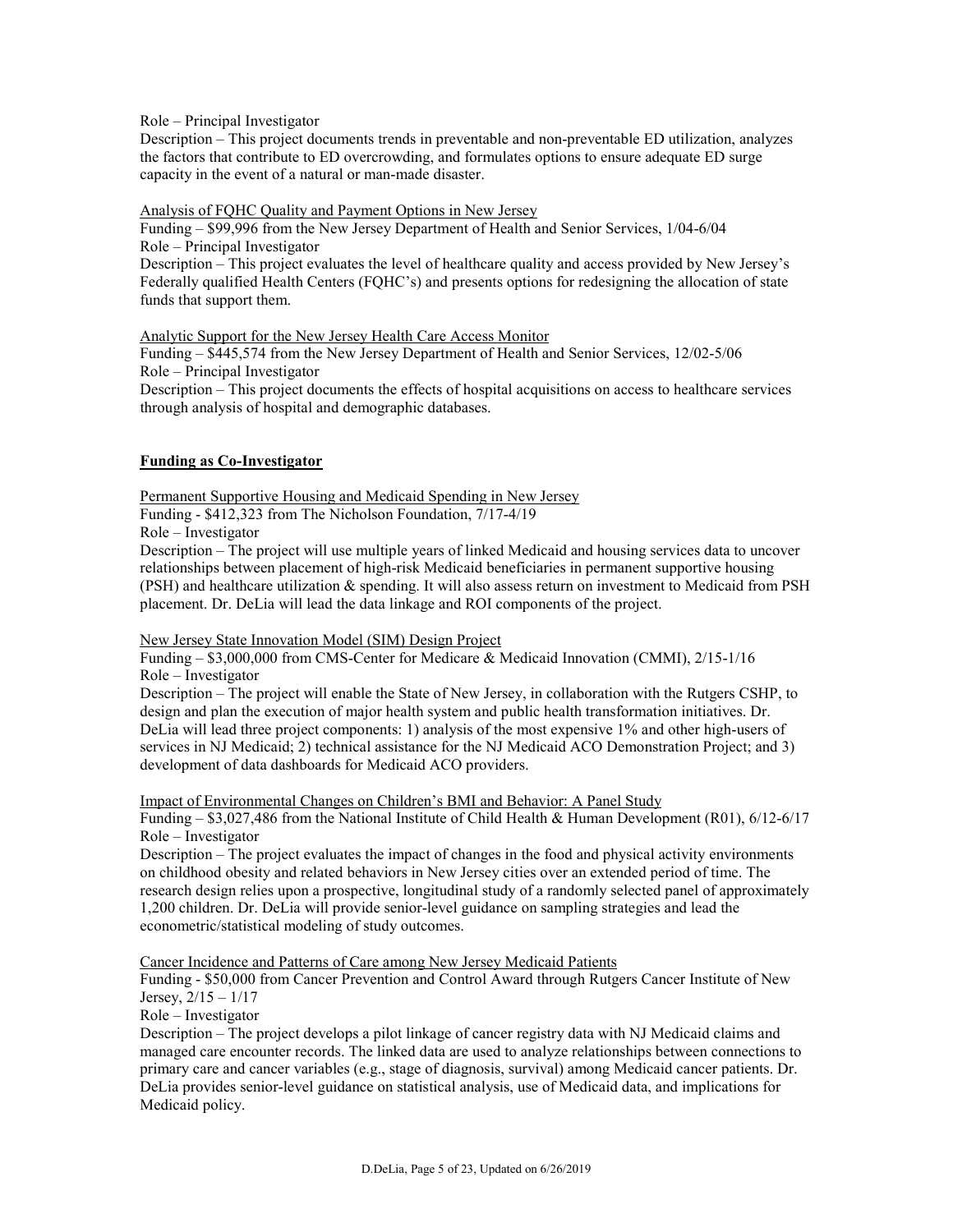Role – Principal Investigator

Description – This project documents trends in preventable and non-preventable ED utilization, analyzes the factors that contribute to ED overcrowding, and formulates options to ensure adequate ED surge capacity in the event of a natural or man-made disaster.

Analysis of FQHC Quality and Payment Options in New Jersey

Funding – $99,996 from the New Jersey Department of Health and Senior Services, 1/04-6/04

Role – Principal Investigator

Description – This project evaluates the level of healthcare quality and access provided by New Jersey's Federally qualified Health Centers (FQHC's) and presents options for redesigning the allocation of state funds that support them.

Analytic Support for the New Jersey Health Care Access Monitor

Funding – $445,574 from the New Jersey Department of Health and Senior Services, 12/02-5/06

Role – Principal Investigator

Description – This project documents the effects of hospital acquisitions on access to healthcare services through analysis of hospital and demographic databases.

**Funding as Co-Investigator**

Permanent Supportive Housing and Medicaid Spending in New Jersey

Funding - $412,323 from The Nicholson Foundation, 7/17-4/19

Role – Investigator

Description – The project will use multiple years of linked Medicaid and housing services data to uncover relationships between placement of high-risk Medicaid beneficiaries in permanent supportive housing (PSH) and healthcare utilization & spending. It will also assess return on investment to Medicaid from PSH placement. Dr. DeLia will lead the data linkage and ROI components of the project.

New Jersey State Innovation Model (SIM) Design Project

Funding – $3,000,000 from CMS-Center for Medicare & Medicaid Innovation (CMMI), 2/15-1/16

Role – Investigator

Description – The project will enable the State of New Jersey, in collaboration with the Rutgers CSHP, to design and plan the execution of major health system and public health transformation initiatives. Dr. DeLia will lead three project components: 1) analysis of the most expensive 1% and other high-users of services in NJ Medicaid; 2) technical assistance for the NJ Medicaid ACO Demonstration Project; and 3) development of data dashboards for Medicaid ACO providers.

Impact of Environmental Changes on Children's BMI and Behavior: A Panel Study

Funding – $3,027,486 from the National Institute of Child Health & Human Development (R01), 6/12-6/17

Role – Investigator

Description – The project evaluates the impact of changes in the food and physical activity environments on childhood obesity and related behaviors in New Jersey cities over an extended period of time. The research design relies upon a prospective, longitudinal study of a randomly selected panel of approximately 1,200 children. Dr. DeLia will provide senior-level guidance on sampling strategies and lead the econometric/statistical modeling of study outcomes.

Cancer Incidence and Patterns of Care among New Jersey Medicaid Patients

Funding - $50,000 from Cancer Prevention and Control Award through Rutgers Cancer Institute of New Jersey, 2/15 – 1/17

Role – Investigator

Description – The project develops a pilot linkage of cancer registry data with NJ Medicaid claims and managed care encounter records. The linked data are used to analyze relationships between connections to primary care and cancer variables (e.g., stage of diagnosis, survival) among Medicaid cancer patients. Dr. DeLia provides senior-level guidance on statistical analysis, use of Medicaid data, and implications for Medicaid policy.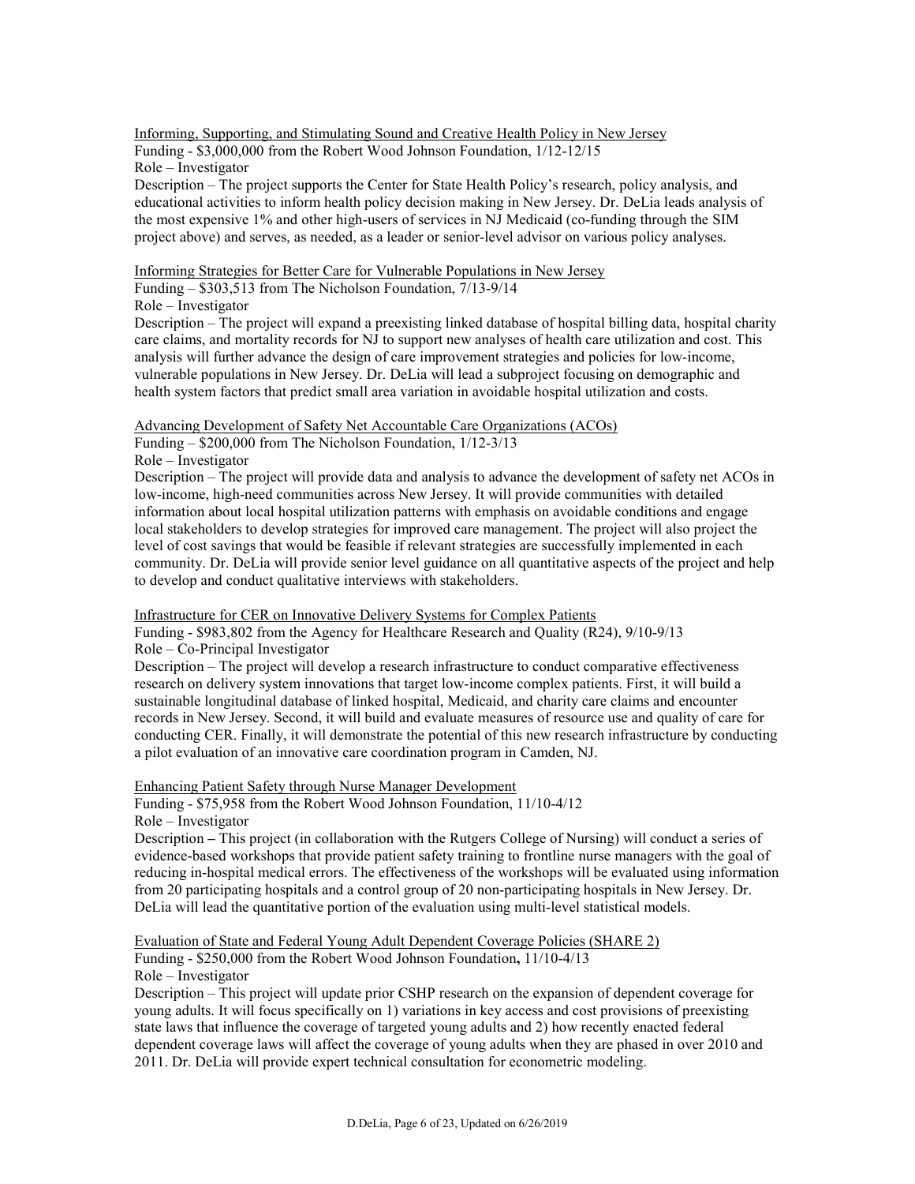Informing, Supporting, and Stimulating Sound and Creative Health Policy in New Jersey
Funding - $3,000,000 from the Robert Wood Johnson Foundation, 1/12-12/15
Role – Investigator
Description – The project supports the Center for State Health Policy's research, policy analysis, and educational activities to inform health policy decision making in New Jersey. Dr. DeLia leads analysis of the most expensive 1% and other high-users of services in NJ Medicaid (co-funding through the SIM project above) and serves, as needed, as a leader or senior-level advisor on various policy analyses.

Informing Strategies for Better Care for Vulnerable Populations in New Jersey
Funding – $303,513 from The Nicholson Foundation, 7/13-9/14
Role – Investigator
Description – The project will expand a preexisting linked database of hospital billing data, hospital charity care claims, and mortality records for NJ to support new analyses of health care utilization and cost. This analysis will further advance the design of care improvement strategies and policies for low-income, vulnerable populations in New Jersey. Dr. DeLia will lead a subproject focusing on demographic and health system factors that predict small area variation in avoidable hospital utilization and costs.

Advancing Development of Safety Net Accountable Care Organizations (ACOs)
Funding – $200,000 from The Nicholson Foundation, 1/12-3/13
Role – Investigator
Description – The project will provide data and analysis to advance the development of safety net ACOs in low-income, high-need communities across New Jersey. It will provide communities with detailed information about local hospital utilization patterns with emphasis on avoidable conditions and engage local stakeholders to develop strategies for improved care management. The project will also project the level of cost savings that would be feasible if relevant strategies are successfully implemented in each community. Dr. DeLia will provide senior level guidance on all quantitative aspects of the project and help to develop and conduct qualitative interviews with stakeholders.

Infrastructure for CER on Innovative Delivery Systems for Complex Patients
Funding - $983,802 from the Agency for Healthcare Research and Quality (R24), 9/10-9/13
Role – Co-Principal Investigator
Description – The project will develop a research infrastructure to conduct comparative effectiveness research on delivery system innovations that target low-income complex patients. First, it will build a sustainable longitudinal database of linked hospital, Medicaid, and charity care claims and encounter records in New Jersey. Second, it will build and evaluate measures of resource use and quality of care for conducting CER. Finally, it will demonstrate the potential of this new research infrastructure by conducting a pilot evaluation of an innovative care coordination program in Camden, NJ.

Enhancing Patient Safety through Nurse Manager Development
Funding - $75,958 from the Robert Wood Johnson Foundation, 11/10-4/12
Role – Investigator
Description – This project (in collaboration with the Rutgers College of Nursing) will conduct a series of evidence-based workshops that provide patient safety training to frontline nurse managers with the goal of reducing in-hospital medical errors. The effectiveness of the workshops will be evaluated using information from 20 participating hospitals and a control group of 20 non-participating hospitals in New Jersey. Dr. DeLia will lead the quantitative portion of the evaluation using multi-level statistical models.

Evaluation of State and Federal Young Adult Dependent Coverage Policies (SHARE 2)
Funding - $250,000 from the Robert Wood Johnson Foundation, 11/10-4/13
Role – Investigator
Description – This project will update prior CSHP research on the expansion of dependent coverage for young adults. It will focus specifically on 1) variations in key access and cost provisions of preexisting state laws that influence the coverage of targeted young adults and 2) how recently enacted federal dependent coverage laws will affect the coverage of young adults when they are phased in over 2010 and 2011. Dr. DeLia will provide expert technical consultation for econometric modeling.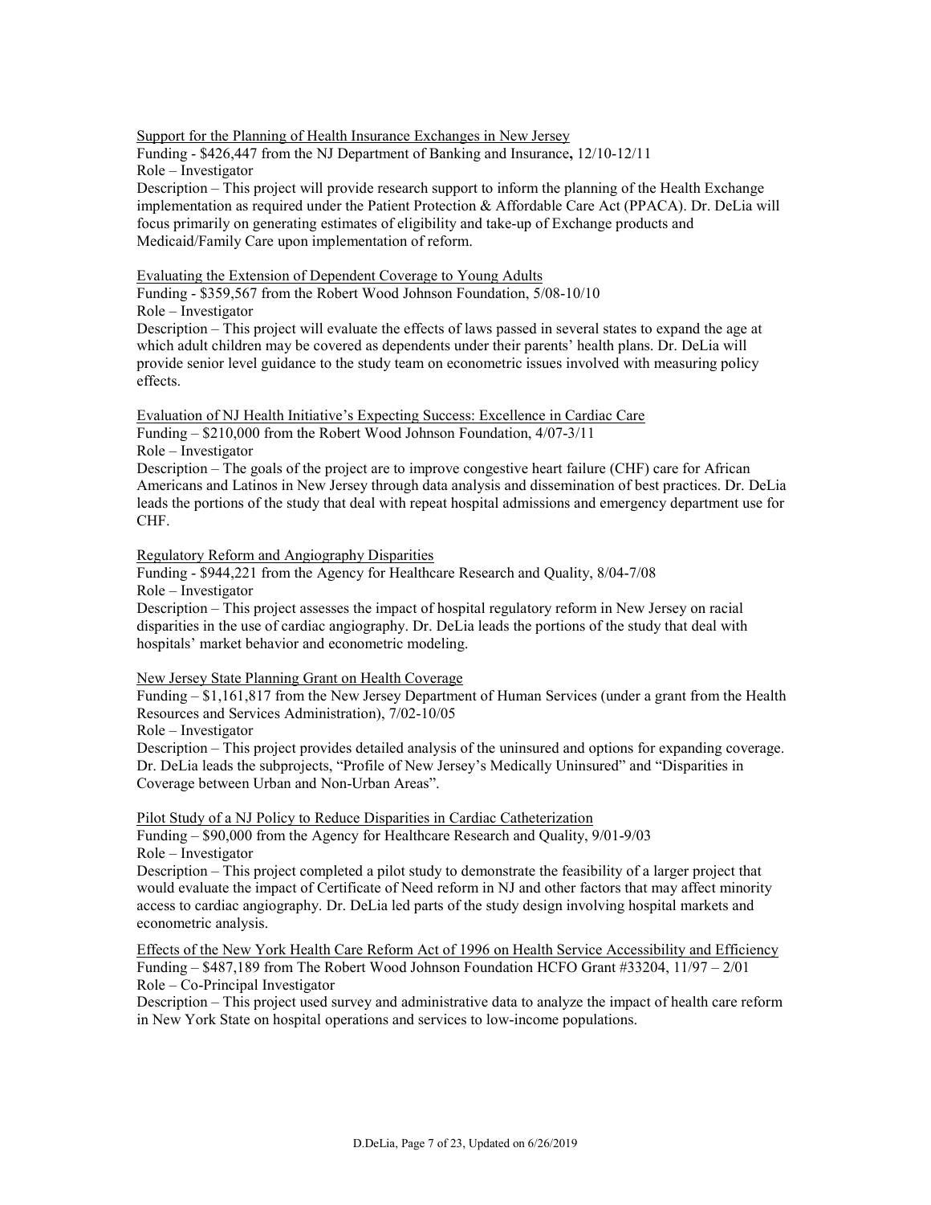Support for the Planning of Health Insurance Exchanges in New Jersey
Funding - $426,447 from the NJ Department of Banking and Insurance**,** 12/10-12/11
Role – Investigator
Description – This project will provide research support to inform the planning of the Health Exchange implementation as required under the Patient Protection & Affordable Care Act (PPACA). Dr. DeLia will focus primarily on generating estimates of eligibility and take-up of Exchange products and Medicaid/Family Care upon implementation of reform.

Evaluating the Extension of Dependent Coverage to Young Adults
Funding - $359,567 from the Robert Wood Johnson Foundation, 5/08-10/10
Role – Investigator
Description – This project will evaluate the effects of laws passed in several states to expand the age at which adult children may be covered as dependents under their parents' health plans. Dr. DeLia will provide senior level guidance to the study team on econometric issues involved with measuring policy effects.

Evaluation of NJ Health Initiative's Expecting Success: Excellence in Cardiac Care
Funding – $210,000 from the Robert Wood Johnson Foundation, 4/07-3/11
Role – Investigator
Description – The goals of the project are to improve congestive heart failure (CHF) care for African Americans and Latinos in New Jersey through data analysis and dissemination of best practices. Dr. DeLia leads the portions of the study that deal with repeat hospital admissions and emergency department use for CHF.

Regulatory Reform and Angiography Disparities
Funding - $944,221 from the Agency for Healthcare Research and Quality, 8/04-7/08
Role – Investigator
Description – This project assesses the impact of hospital regulatory reform in New Jersey on racial disparities in the use of cardiac angiography. Dr. DeLia leads the portions of the study that deal with hospitals' market behavior and econometric modeling.

New Jersey State Planning Grant on Health Coverage
Funding – $1,161,817 from the New Jersey Department of Human Services (under a grant from the Health Resources and Services Administration), 7/02-10/05
Role – Investigator
Description – This project provides detailed analysis of the uninsured and options for expanding coverage. Dr. DeLia leads the subprojects, "Profile of New Jersey's Medically Uninsured" and "Disparities in Coverage between Urban and Non-Urban Areas".

Pilot Study of a NJ Policy to Reduce Disparities in Cardiac Catheterization
Funding – $90,000 from the Agency for Healthcare Research and Quality, 9/01-9/03
Role – Investigator
Description – This project completed a pilot study to demonstrate the feasibility of a larger project that would evaluate the impact of Certificate of Need reform in NJ and other factors that may affect minority access to cardiac angiography. Dr. DeLia led parts of the study design involving hospital markets and econometric analysis.

Effects of the New York Health Care Reform Act of 1996 on Health Service Accessibility and Efficiency
Funding – $487,189 from The Robert Wood Johnson Foundation HCFO Grant #33204, 11/97 – 2/01
Role – Co-Principal Investigator
Description – This project used survey and administrative data to analyze the impact of health care reform in New York State on hospital operations and services to low-income populations.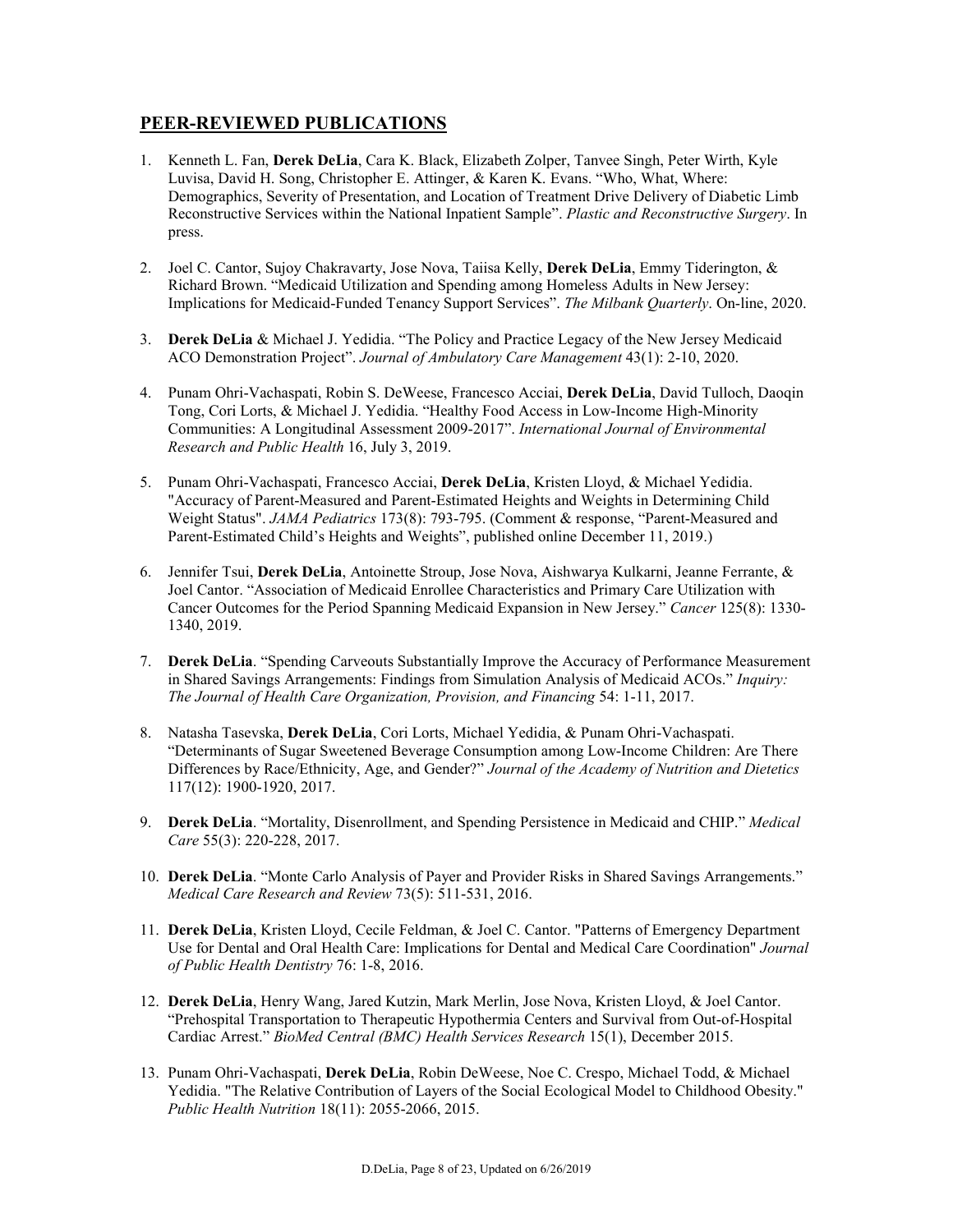## PEER-REVIEWED PUBLICATIONS

1. Kenneth L. Fan, **Derek DeLia**, Cara K. Black, Elizabeth Zolper, Tanvee Singh, Peter Wirth, Kyle Luvisa, David H. Song, Christopher E. Attinger, & Karen K. Evans. "Who, What, Where: Demographics, Severity of Presentation, and Location of Treatment Drive Delivery of Diabetic Limb Reconstructive Services within the National Inpatient Sample". *Plastic and Reconstructive Surgery*. In press.

2. Joel C. Cantor, Sujoy Chakravarty, Jose Nova, Taiisa Kelly, **Derek DeLia**, Emmy Tiderington, & Richard Brown. "Medicaid Utilization and Spending among Homeless Adults in New Jersey: Implications for Medicaid-Funded Tenancy Support Services". *The Milbank Quarterly*. On-line, 2020.

3. **Derek DeLia** & Michael J. Yedidia. "The Policy and Practice Legacy of the New Jersey Medicaid ACO Demonstration Project". *Journal of Ambulatory Care Management* 43(1): 2-10, 2020.

4. Punam Ohri-Vachaspati, Robin S. DeWeese, Francesco Acciai, **Derek DeLia**, David Tulloch, Daoqin Tong, Cori Lorts, & Michael J. Yedidia. "Healthy Food Access in Low-Income High-Minority Communities: A Longitudinal Assessment 2009-2017". *International Journal of Environmental Research and Public Health* 16, July 3, 2019.

5. Punam Ohri-Vachaspati, Francesco Acciai, **Derek DeLia**, Kristen Lloyd, & Michael Yedidia. "Accuracy of Parent-Measured and Parent-Estimated Heights and Weights in Determining Child Weight Status". *JAMA Pediatrics* 173(8): 793-795. (Comment & response, "Parent-Measured and Parent-Estimated Child's Heights and Weights", published online December 11, 2019.)

6. Jennifer Tsui, **Derek DeLia**, Antoinette Stroup, Jose Nova, Aishwarya Kulkarni, Jeanne Ferrante, & Joel Cantor. "Association of Medicaid Enrollee Characteristics and Primary Care Utilization with Cancer Outcomes for the Period Spanning Medicaid Expansion in New Jersey." *Cancer* 125(8): 1330-1340, 2019.

7. **Derek DeLia**. "Spending Carveouts Substantially Improve the Accuracy of Performance Measurement in Shared Savings Arrangements: Findings from Simulation Analysis of Medicaid ACOs." *Inquiry: The Journal of Health Care Organization, Provision, and Financing* 54: 1-11, 2017.

8. Natasha Tasevska, **Derek DeLia**, Cori Lorts, Michael Yedidia, & Punam Ohri-Vachaspati. "Determinants of Sugar Sweetened Beverage Consumption among Low-Income Children: Are There Differences by Race/Ethnicity, Age, and Gender?" *Journal of the Academy of Nutrition and Dietetics* 117(12): 1900-1920, 2017.

9. **Derek DeLia**. "Mortality, Disenrollment, and Spending Persistence in Medicaid and CHIP." *Medical Care* 55(3): 220-228, 2017.

10. **Derek DeLia**. "Monte Carlo Analysis of Payer and Provider Risks in Shared Savings Arrangements." *Medical Care Research and Review* 73(5): 511-531, 2016.

11. **Derek DeLia**, Kristen Lloyd, Cecile Feldman, & Joel C. Cantor. "Patterns of Emergency Department Use for Dental and Oral Health Care: Implications for Dental and Medical Care Coordination" *Journal of Public Health Dentistry* 76: 1-8, 2016.

12. **Derek DeLia**, Henry Wang, Jared Kutzin, Mark Merlin, Jose Nova, Kristen Lloyd, & Joel Cantor. "Prehospital Transportation to Therapeutic Hypothermia Centers and Survival from Out-of-Hospital Cardiac Arrest." *BioMed Central (BMC) Health Services Research* 15(1), December 2015.

13. Punam Ohri-Vachaspati, **Derek DeLia**, Robin DeWeese, Noe C. Crespo, Michael Todd, & Michael Yedidia. "The Relative Contribution of Layers of the Social Ecological Model to Childhood Obesity." *Public Health Nutrition* 18(11): 2055-2066, 2015.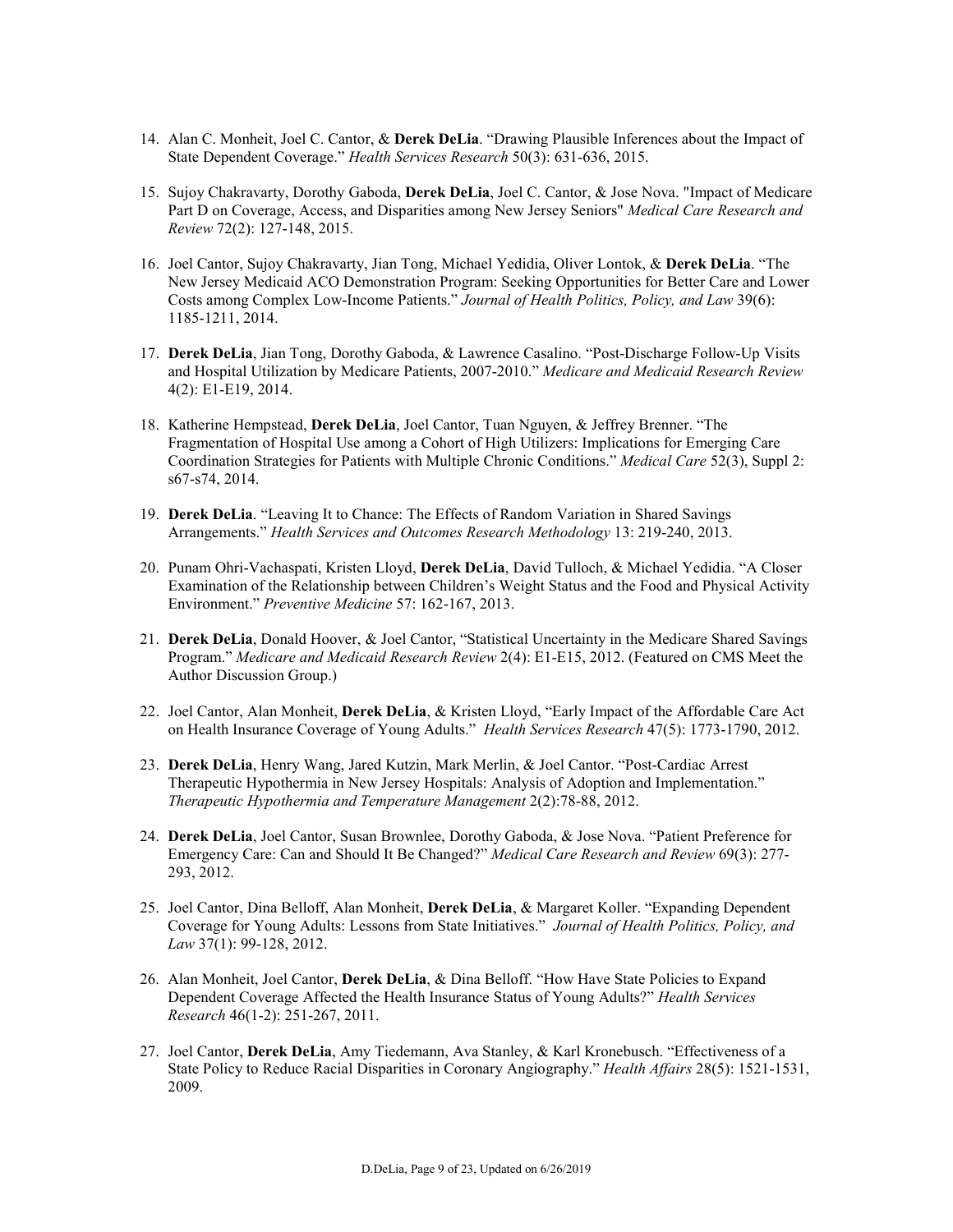14. Alan C. Monheit, Joel C. Cantor, & **Derek DeLia**. "Drawing Plausible Inferences about the Impact of State Dependent Coverage." *Health Services Research* 50(3): 631-636, 2015.

15. Sujoy Chakravarty, Dorothy Gaboda, **Derek DeLia**, Joel C. Cantor, & Jose Nova. "Impact of Medicare Part D on Coverage, Access, and Disparities among New Jersey Seniors" *Medical Care Research and Review* 72(2): 127-148, 2015.

16. Joel Cantor, Sujoy Chakravarty, Jian Tong, Michael Yedidia, Oliver Lontok, & **Derek DeLia**. "The New Jersey Medicaid ACO Demonstration Program: Seeking Opportunities for Better Care and Lower Costs among Complex Low-Income Patients." *Journal of Health Politics, Policy, and Law* 39(6): 1185-1211, 2014.

17. **Derek DeLia**, Jian Tong, Dorothy Gaboda, & Lawrence Casalino. "Post-Discharge Follow-Up Visits and Hospital Utilization by Medicare Patients, 2007-2010." *Medicare and Medicaid Research Review* 4(2): E1-E19, 2014.

18. Katherine Hempstead, **Derek DeLia**, Joel Cantor, Tuan Nguyen, & Jeffrey Brenner. "The Fragmentation of Hospital Use among a Cohort of High Utilizers: Implications for Emerging Care Coordination Strategies for Patients with Multiple Chronic Conditions." *Medical Care* 52(3), Suppl 2: s67-s74, 2014.

19. **Derek DeLia**. "Leaving It to Chance: The Effects of Random Variation in Shared Savings Arrangements." *Health Services and Outcomes Research Methodology* 13: 219-240, 2013.

20. Punam Ohri-Vachaspati, Kristen Lloyd, **Derek DeLia**, David Tulloch, & Michael Yedidia. "A Closer Examination of the Relationship between Children's Weight Status and the Food and Physical Activity Environment." *Preventive Medicine* 57: 162-167, 2013.

21. **Derek DeLia**, Donald Hoover, & Joel Cantor, "Statistical Uncertainty in the Medicare Shared Savings Program." *Medicare and Medicaid Research Review* 2(4): E1-E15, 2012. (Featured on CMS Meet the Author Discussion Group.)

22. Joel Cantor, Alan Monheit, **Derek DeLia**, & Kristen Lloyd, "Early Impact of the Affordable Care Act on Health Insurance Coverage of Young Adults." *Health Services Research* 47(5): 1773-1790, 2012.

23. **Derek DeLia**, Henry Wang, Jared Kutzin, Mark Merlin, & Joel Cantor. "Post-Cardiac Arrest Therapeutic Hypothermia in New Jersey Hospitals: Analysis of Adoption and Implementation." *Therapeutic Hypothermia and Temperature Management* 2(2):78-88, 2012.

24. **Derek DeLia**, Joel Cantor, Susan Brownlee, Dorothy Gaboda, & Jose Nova. "Patient Preference for Emergency Care: Can and Should It Be Changed?" *Medical Care Research and Review* 69(3): 277-293, 2012.

25. Joel Cantor, Dina Belloff, Alan Monheit, **Derek DeLia**, & Margaret Koller. "Expanding Dependent Coverage for Young Adults: Lessons from State Initiatives." *Journal of Health Politics, Policy, and Law* 37(1): 99-128, 2012.

26. Alan Monheit, Joel Cantor, **Derek DeLia**, & Dina Belloff. "How Have State Policies to Expand Dependent Coverage Affected the Health Insurance Status of Young Adults?" *Health Services Research* 46(1-2): 251-267, 2011.

27. Joel Cantor, **Derek DeLia**, Amy Tiedemann, Ava Stanley, & Karl Kronebusch. "Effectiveness of a State Policy to Reduce Racial Disparities in Coronary Angiography." *Health Affairs* 28(5): 1521-1531, 2009.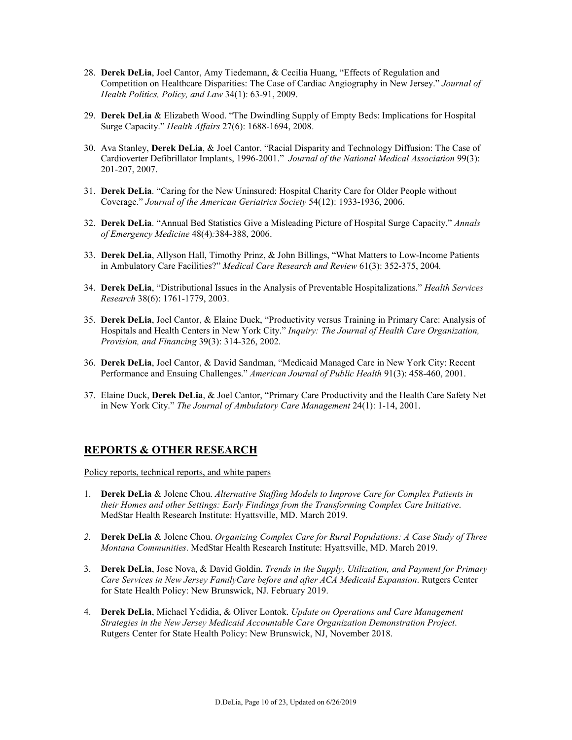28. **Derek DeLia**, Joel Cantor, Amy Tiedemann, & Cecilia Huang, "Effects of Regulation and Competition on Healthcare Disparities: The Case of Cardiac Angiography in New Jersey." *Journal of Health Politics, Policy, and Law* 34(1): 63-91, 2009.

29. **Derek DeLia** & Elizabeth Wood. "The Dwindling Supply of Empty Beds: Implications for Hospital Surge Capacity." *Health Affairs* 27(6): 1688-1694, 2008.

30. Ava Stanley, **Derek DeLia**, & Joel Cantor. "Racial Disparity and Technology Diffusion: The Case of Cardioverter Defibrillator Implants, 1996-2001." *Journal of the National Medical Association* 99(3): 201-207, 2007.

31. **Derek DeLia**. "Caring for the New Uninsured: Hospital Charity Care for Older People without Coverage." *Journal of the American Geriatrics Society* 54(12): 1933-1936, 2006.

32. **Derek DeLia**. "Annual Bed Statistics Give a Misleading Picture of Hospital Surge Capacity." *Annals of Emergency Medicine* 48(4):384-388, 2006.

33. **Derek DeLia**, Allyson Hall, Timothy Prinz, & John Billings, "What Matters to Low-Income Patients in Ambulatory Care Facilities?" *Medical Care Research and Review* 61(3): 352-375, 2004.

34. **Derek DeLia**, "Distributional Issues in the Analysis of Preventable Hospitalizations." *Health Services Research* 38(6): 1761-1779, 2003.

35. **Derek DeLia**, Joel Cantor, & Elaine Duck, "Productivity versus Training in Primary Care: Analysis of Hospitals and Health Centers in New York City." *Inquiry: The Journal of Health Care Organization, Provision, and Financing* 39(3): 314-326, 2002.

36. **Derek DeLia**, Joel Cantor, & David Sandman, "Medicaid Managed Care in New York City: Recent Performance and Ensuing Challenges." *American Journal of Public Health* 91(3): 458-460, 2001.

37. Elaine Duck, **Derek DeLia**, & Joel Cantor, "Primary Care Productivity and the Health Care Safety Net in New York City." *The Journal of Ambulatory Care Management* 24(1): 1-14, 2001.

## REPORTS & OTHER RESEARCH

Policy reports, technical reports, and white papers

1. **Derek DeLia** & Jolene Chou. *Alternative Staffing Models to Improve Care for Complex Patients in their Homes and other Settings: Early Findings from the Transforming Complex Care Initiative*. MedStar Health Research Institute: Hyattsville, MD. March 2019.

2. **Derek DeLia** & Jolene Chou. *Organizing Complex Care for Rural Populations: A Case Study of Three Montana Communities*. MedStar Health Research Institute: Hyattsville, MD. March 2019.

3. **Derek DeLia**, Jose Nova, & David Goldin. *Trends in the Supply, Utilization, and Payment for Primary Care Services in New Jersey FamilyCare before and after ACA Medicaid Expansion*. Rutgers Center for State Health Policy: New Brunswick, NJ. February 2019.

4. **Derek DeLia**, Michael Yedidia, & Oliver Lontok. *Update on Operations and Care Management Strategies in the New Jersey Medicaid Accountable Care Organization Demonstration Project*. Rutgers Center for State Health Policy: New Brunswick, NJ, November 2018.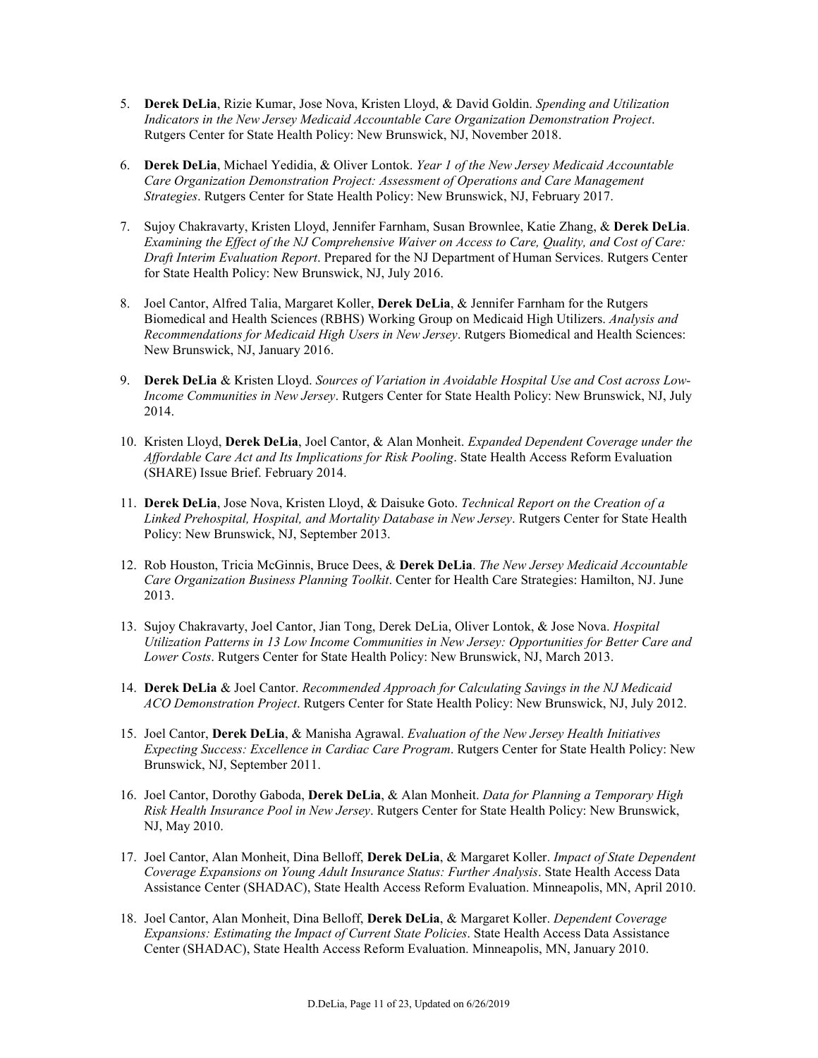5. **Derek DeLia**, Rizie Kumar, Jose Nova, Kristen Lloyd, & David Goldin. *Spending and Utilization Indicators in the New Jersey Medicaid Accountable Care Organization Demonstration Project*. Rutgers Center for State Health Policy: New Brunswick, NJ, November 2018.

6. **Derek DeLia**, Michael Yedidia, & Oliver Lontok. *Year 1 of the New Jersey Medicaid Accountable Care Organization Demonstration Project: Assessment of Operations and Care Management Strategies*. Rutgers Center for State Health Policy: New Brunswick, NJ, February 2017.

7. Sujoy Chakravarty, Kristen Lloyd, Jennifer Farnham, Susan Brownlee, Katie Zhang, & **Derek DeLia**. *Examining the Effect of the NJ Comprehensive Waiver on Access to Care, Quality, and Cost of Care: Draft Interim Evaluation Report*. Prepared for the NJ Department of Human Services. Rutgers Center for State Health Policy: New Brunswick, NJ, July 2016.

8. Joel Cantor, Alfred Talia, Margaret Koller, **Derek DeLia**, & Jennifer Farnham for the Rutgers Biomedical and Health Sciences (RBHS) Working Group on Medicaid High Utilizers. *Analysis and Recommendations for Medicaid High Users in New Jersey*. Rutgers Biomedical and Health Sciences: New Brunswick, NJ, January 2016.

9. **Derek DeLia** & Kristen Lloyd. *Sources of Variation in Avoidable Hospital Use and Cost across Low-Income Communities in New Jersey*. Rutgers Center for State Health Policy: New Brunswick, NJ, July 2014.

10. Kristen Lloyd, **Derek DeLia**, Joel Cantor, & Alan Monheit. *Expanded Dependent Coverage under the Affordable Care Act and Its Implications for Risk Pooling*. State Health Access Reform Evaluation (SHARE) Issue Brief. February 2014.

11. **Derek DeLia**, Jose Nova, Kristen Lloyd, & Daisuke Goto. *Technical Report on the Creation of a Linked Prehospital, Hospital, and Mortality Database in New Jersey*. Rutgers Center for State Health Policy: New Brunswick, NJ, September 2013.

12. Rob Houston, Tricia McGinnis, Bruce Dees, & **Derek DeLia**. *The New Jersey Medicaid Accountable Care Organization Business Planning Toolkit*. Center for Health Care Strategies: Hamilton, NJ. June 2013.

13. Sujoy Chakravarty, Joel Cantor, Jian Tong, Derek DeLia, Oliver Lontok, & Jose Nova. *Hospital Utilization Patterns in 13 Low Income Communities in New Jersey: Opportunities for Better Care and Lower Costs*. Rutgers Center for State Health Policy: New Brunswick, NJ, March 2013.

14. **Derek DeLia** & Joel Cantor. *Recommended Approach for Calculating Savings in the NJ Medicaid ACO Demonstration Project*. Rutgers Center for State Health Policy: New Brunswick, NJ, July 2012.

15. Joel Cantor, **Derek DeLia**, & Manisha Agrawal. *Evaluation of the New Jersey Health Initiatives Expecting Success: Excellence in Cardiac Care Program*. Rutgers Center for State Health Policy: New Brunswick, NJ, September 2011.

16. Joel Cantor, Dorothy Gaboda, **Derek DeLia**, & Alan Monheit. *Data for Planning a Temporary High Risk Health Insurance Pool in New Jersey*. Rutgers Center for State Health Policy: New Brunswick, NJ, May 2010.

17. Joel Cantor, Alan Monheit, Dina Belloff, **Derek DeLia**, & Margaret Koller. *Impact of State Dependent Coverage Expansions on Young Adult Insurance Status: Further Analysis*. State Health Access Data Assistance Center (SHADAC), State Health Access Reform Evaluation. Minneapolis, MN, April 2010.

18. Joel Cantor, Alan Monheit, Dina Belloff, **Derek DeLia**, & Margaret Koller. *Dependent Coverage Expansions: Estimating the Impact of Current State Policies*. State Health Access Data Assistance Center (SHADAC), State Health Access Reform Evaluation. Minneapolis, MN, January 2010.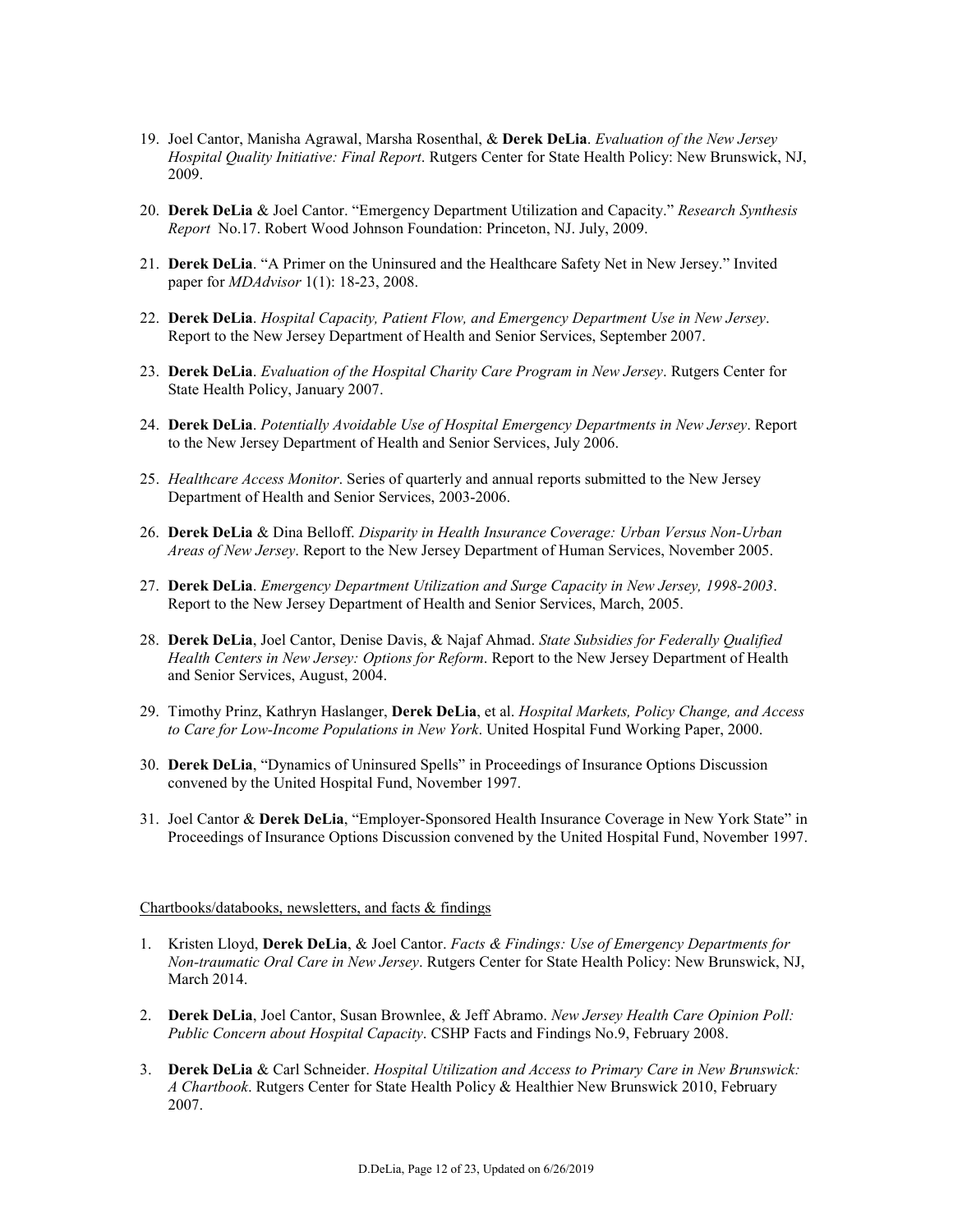19. Joel Cantor, Manisha Agrawal, Marsha Rosenthal, & **Derek DeLia**. *Evaluation of the New Jersey Hospital Quality Initiative: Final Report*. Rutgers Center for State Health Policy: New Brunswick, NJ, 2009.

20. **Derek DeLia** & Joel Cantor. "Emergency Department Utilization and Capacity." *Research Synthesis Report* No.17. Robert Wood Johnson Foundation: Princeton, NJ. July, 2009.

21. **Derek DeLia**. "A Primer on the Uninsured and the Healthcare Safety Net in New Jersey." Invited paper for *MDAdvisor* 1(1): 18-23, 2008.

22. **Derek DeLia**. *Hospital Capacity, Patient Flow, and Emergency Department Use in New Jersey*. Report to the New Jersey Department of Health and Senior Services, September 2007.

23. **Derek DeLia**. *Evaluation of the Hospital Charity Care Program in New Jersey*. Rutgers Center for State Health Policy, January 2007.

24. **Derek DeLia**. *Potentially Avoidable Use of Hospital Emergency Departments in New Jersey*. Report to the New Jersey Department of Health and Senior Services, July 2006.

25. *Healthcare Access Monitor*. Series of quarterly and annual reports submitted to the New Jersey Department of Health and Senior Services, 2003-2006.

26. **Derek DeLia** & Dina Belloff. *Disparity in Health Insurance Coverage: Urban Versus Non-Urban Areas of New Jersey*. Report to the New Jersey Department of Human Services, November 2005.

27. **Derek DeLia**. *Emergency Department Utilization and Surge Capacity in New Jersey, 1998-2003*. Report to the New Jersey Department of Health and Senior Services, March, 2005.

28. **Derek DeLia**, Joel Cantor, Denise Davis, & Najaf Ahmad. *State Subsidies for Federally Qualified Health Centers in New Jersey: Options for Reform*. Report to the New Jersey Department of Health and Senior Services, August, 2004.

29. Timothy Prinz, Kathryn Haslanger, **Derek DeLia**, et al. *Hospital Markets, Policy Change, and Access to Care for Low-Income Populations in New York*. United Hospital Fund Working Paper, 2000.

30. **Derek DeLia**, "Dynamics of Uninsured Spells" in Proceedings of Insurance Options Discussion convened by the United Hospital Fund, November 1997.

31. Joel Cantor & **Derek DeLia**, "Employer-Sponsored Health Insurance Coverage in New York State" in Proceedings of Insurance Options Discussion convened by the United Hospital Fund, November 1997.

Chartbooks/databooks, newsletters, and facts & findings

1. Kristen Lloyd, **Derek DeLia**, & Joel Cantor. *Facts & Findings: Use of Emergency Departments for Non-traumatic Oral Care in New Jersey*. Rutgers Center for State Health Policy: New Brunswick, NJ, March 2014.

2. **Derek DeLia**, Joel Cantor, Susan Brownlee, & Jeff Abramo. *New Jersey Health Care Opinion Poll: Public Concern about Hospital Capacity*. CSHP Facts and Findings No.9, February 2008.

3. **Derek DeLia** & Carl Schneider. *Hospital Utilization and Access to Primary Care in New Brunswick: A Chartbook*. Rutgers Center for State Health Policy & Healthier New Brunswick 2010, February 2007.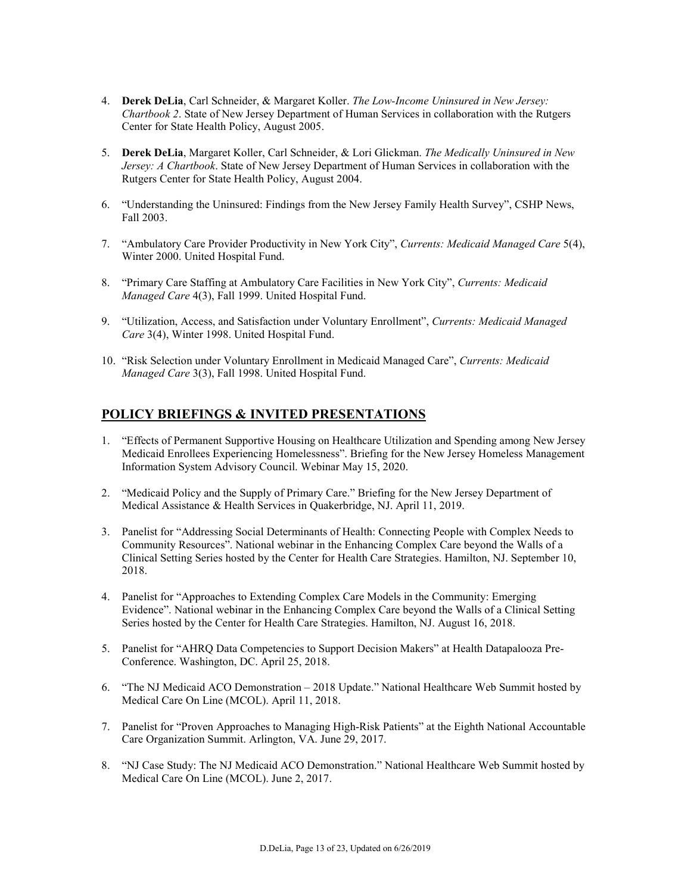4. **Derek DeLia**, Carl Schneider, & Margaret Koller. *The Low-Income Uninsured in New Jersey: Chartbook 2*. State of New Jersey Department of Human Services in collaboration with the Rutgers Center for State Health Policy, August 2005.

5. **Derek DeLia**, Margaret Koller, Carl Schneider, & Lori Glickman. *The Medically Uninsured in New Jersey: A Chartbook*. State of New Jersey Department of Human Services in collaboration with the Rutgers Center for State Health Policy, August 2004.

6. "Understanding the Uninsured: Findings from the New Jersey Family Health Survey", CSHP News, Fall 2003.

7. "Ambulatory Care Provider Productivity in New York City", *Currents: Medicaid Managed Care* 5(4), Winter 2000. United Hospital Fund.

8. "Primary Care Staffing at Ambulatory Care Facilities in New York City", *Currents: Medicaid Managed Care* 4(3), Fall 1999. United Hospital Fund.

9. "Utilization, Access, and Satisfaction under Voluntary Enrollment", *Currents: Medicaid Managed Care* 3(4), Winter 1998. United Hospital Fund.

10. "Risk Selection under Voluntary Enrollment in Medicaid Managed Care", *Currents: Medicaid Managed Care* 3(3), Fall 1998. United Hospital Fund.

## POLICY BRIEFINGS & INVITED PRESENTATIONS

1. "Effects of Permanent Supportive Housing on Healthcare Utilization and Spending among New Jersey Medicaid Enrollees Experiencing Homelessness". Briefing for the New Jersey Homeless Management Information System Advisory Council. Webinar May 15, 2020.

2. "Medicaid Policy and the Supply of Primary Care." Briefing for the New Jersey Department of Medical Assistance & Health Services in Quakerbridge, NJ. April 11, 2019.

3. Panelist for "Addressing Social Determinants of Health: Connecting People with Complex Needs to Community Resources". National webinar in the Enhancing Complex Care beyond the Walls of a Clinical Setting Series hosted by the Center for Health Care Strategies. Hamilton, NJ. September 10, 2018.

4. Panelist for "Approaches to Extending Complex Care Models in the Community: Emerging Evidence". National webinar in the Enhancing Complex Care beyond the Walls of a Clinical Setting Series hosted by the Center for Health Care Strategies. Hamilton, NJ. August 16, 2018.

5. Panelist for "AHRQ Data Competencies to Support Decision Makers" at Health Datapalooza Pre-Conference. Washington, DC. April 25, 2018.

6. "The NJ Medicaid ACO Demonstration – 2018 Update." National Healthcare Web Summit hosted by Medical Care On Line (MCOL). April 11, 2018.

7. Panelist for "Proven Approaches to Managing High-Risk Patients" at the Eighth National Accountable Care Organization Summit. Arlington, VA. June 29, 2017.

8. "NJ Case Study: The NJ Medicaid ACO Demonstration." National Healthcare Web Summit hosted by Medical Care On Line (MCOL). June 2, 2017.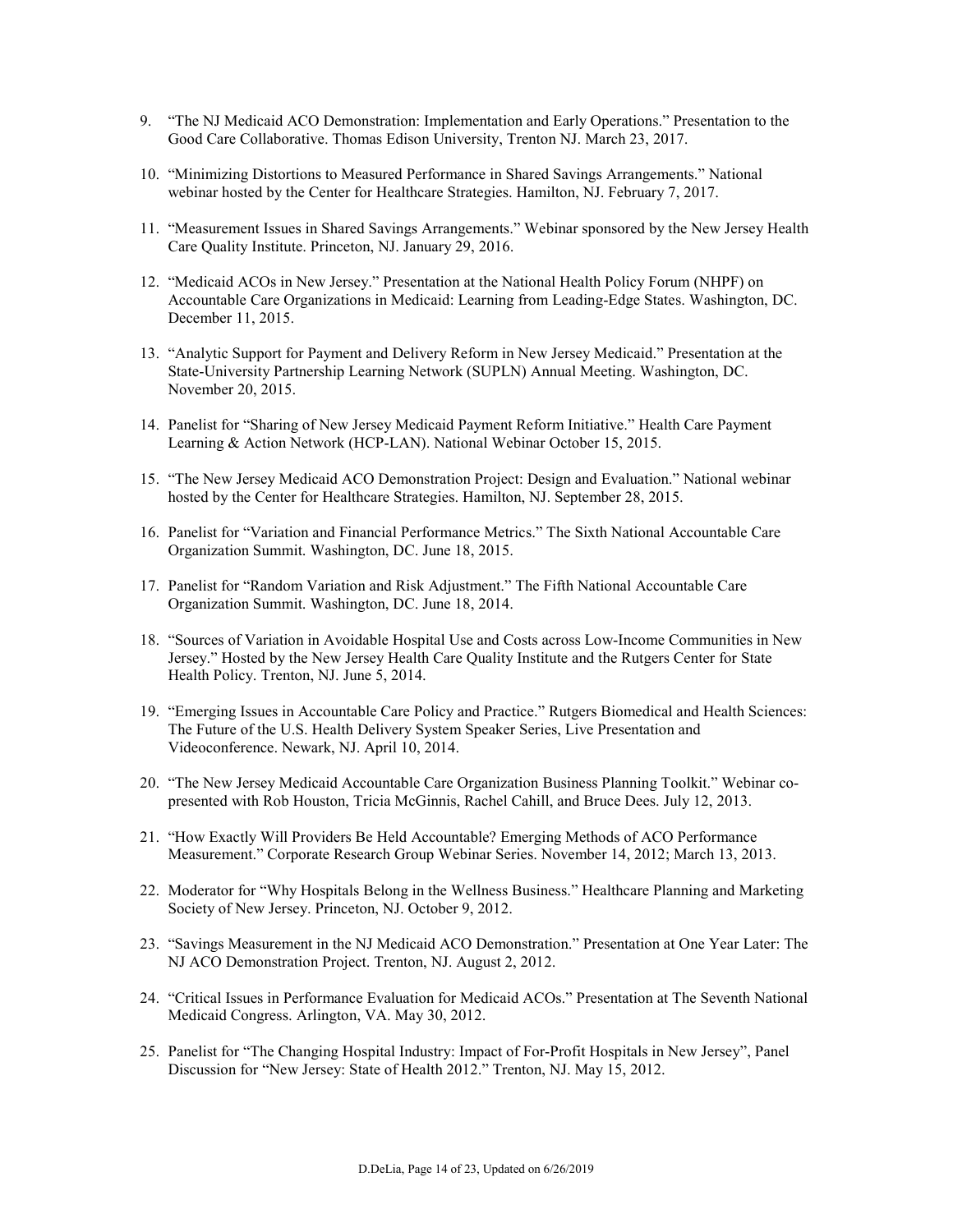9. "The NJ Medicaid ACO Demonstration: Implementation and Early Operations." Presentation to the Good Care Collaborative. Thomas Edison University, Trenton NJ. March 23, 2017.

10. "Minimizing Distortions to Measured Performance in Shared Savings Arrangements." National webinar hosted by the Center for Healthcare Strategies. Hamilton, NJ. February 7, 2017.

11. "Measurement Issues in Shared Savings Arrangements." Webinar sponsored by the New Jersey Health Care Quality Institute. Princeton, NJ. January 29, 2016.

12. "Medicaid ACOs in New Jersey." Presentation at the National Health Policy Forum (NHPF) on Accountable Care Organizations in Medicaid: Learning from Leading-Edge States. Washington, DC. December 11, 2015.

13. "Analytic Support for Payment and Delivery Reform in New Jersey Medicaid." Presentation at the State-University Partnership Learning Network (SUPLN) Annual Meeting. Washington, DC. November 20, 2015.

14. Panelist for "Sharing of New Jersey Medicaid Payment Reform Initiative." Health Care Payment Learning & Action Network (HCP-LAN). National Webinar October 15, 2015.

15. "The New Jersey Medicaid ACO Demonstration Project: Design and Evaluation." National webinar hosted by the Center for Healthcare Strategies. Hamilton, NJ. September 28, 2015.

16. Panelist for "Variation and Financial Performance Metrics." The Sixth National Accountable Care Organization Summit. Washington, DC. June 18, 2015.

17. Panelist for "Random Variation and Risk Adjustment." The Fifth National Accountable Care Organization Summit. Washington, DC. June 18, 2014.

18. "Sources of Variation in Avoidable Hospital Use and Costs across Low-Income Communities in New Jersey." Hosted by the New Jersey Health Care Quality Institute and the Rutgers Center for State Health Policy. Trenton, NJ. June 5, 2014.

19. "Emerging Issues in Accountable Care Policy and Practice." Rutgers Biomedical and Health Sciences: The Future of the U.S. Health Delivery System Speaker Series, Live Presentation and Videoconference. Newark, NJ. April 10, 2014.

20. "The New Jersey Medicaid Accountable Care Organization Business Planning Toolkit." Webinar co-presented with Rob Houston, Tricia McGinnis, Rachel Cahill, and Bruce Dees. July 12, 2013.

21. "How Exactly Will Providers Be Held Accountable? Emerging Methods of ACO Performance Measurement." Corporate Research Group Webinar Series. November 14, 2012; March 13, 2013.

22. Moderator for "Why Hospitals Belong in the Wellness Business." Healthcare Planning and Marketing Society of New Jersey. Princeton, NJ. October 9, 2012.

23. "Savings Measurement in the NJ Medicaid ACO Demonstration." Presentation at One Year Later: The NJ ACO Demonstration Project. Trenton, NJ. August 2, 2012.

24. "Critical Issues in Performance Evaluation for Medicaid ACOs." Presentation at The Seventh National Medicaid Congress. Arlington, VA. May 30, 2012.

25. Panelist for "The Changing Hospital Industry: Impact of For-Profit Hospitals in New Jersey", Panel Discussion for "New Jersey: State of Health 2012." Trenton, NJ. May 15, 2012.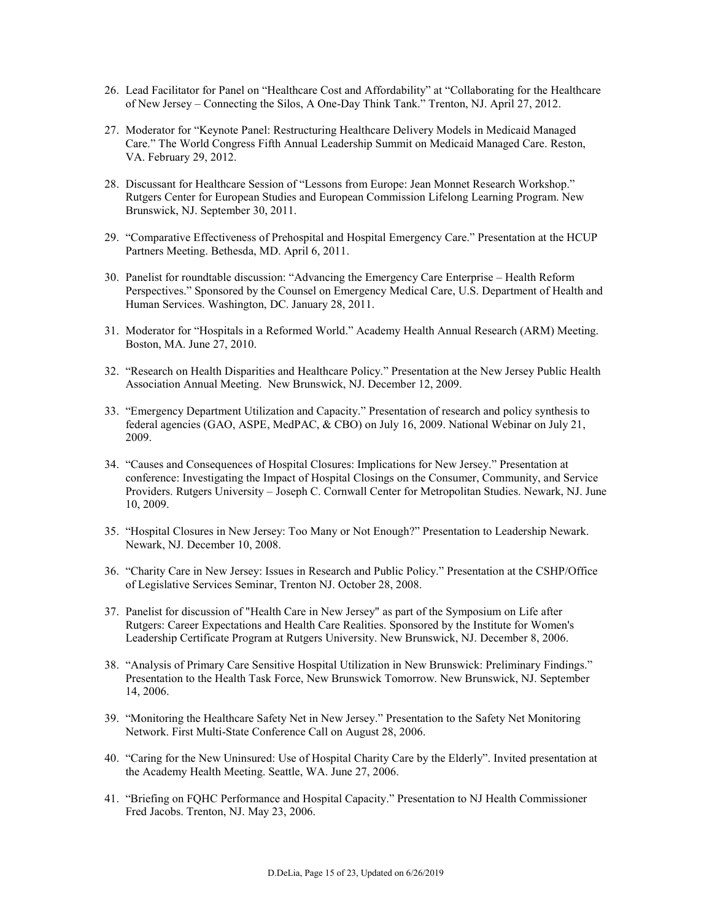26. Lead Facilitator for Panel on "Healthcare Cost and Affordability" at "Collaborating for the Healthcare of New Jersey – Connecting the Silos, A One-Day Think Tank." Trenton, NJ. April 27, 2012.

27. Moderator for "Keynote Panel: Restructuring Healthcare Delivery Models in Medicaid Managed Care." The World Congress Fifth Annual Leadership Summit on Medicaid Managed Care. Reston, VA. February 29, 2012.

28. Discussant for Healthcare Session of "Lessons from Europe: Jean Monnet Research Workshop." Rutgers Center for European Studies and European Commission Lifelong Learning Program. New Brunswick, NJ. September 30, 2011.

29. "Comparative Effectiveness of Prehospital and Hospital Emergency Care." Presentation at the HCUP Partners Meeting. Bethesda, MD. April 6, 2011.

30. Panelist for roundtable discussion: "Advancing the Emergency Care Enterprise – Health Reform Perspectives." Sponsored by the Counsel on Emergency Medical Care, U.S. Department of Health and Human Services. Washington, DC. January 28, 2011.

31. Moderator for "Hospitals in a Reformed World." Academy Health Annual Research (ARM) Meeting. Boston, MA. June 27, 2010.

32. "Research on Health Disparities and Healthcare Policy." Presentation at the New Jersey Public Health Association Annual Meeting. New Brunswick, NJ. December 12, 2009.

33. "Emergency Department Utilization and Capacity." Presentation of research and policy synthesis to federal agencies (GAO, ASPE, MedPAC, & CBO) on July 16, 2009. National Webinar on July 21, 2009.

34. "Causes and Consequences of Hospital Closures: Implications for New Jersey." Presentation at conference: Investigating the Impact of Hospital Closings on the Consumer, Community, and Service Providers. Rutgers University – Joseph C. Cornwall Center for Metropolitan Studies. Newark, NJ. June 10, 2009.

35. "Hospital Closures in New Jersey: Too Many or Not Enough?" Presentation to Leadership Newark. Newark, NJ. December 10, 2008.

36. "Charity Care in New Jersey: Issues in Research and Public Policy." Presentation at the CSHP/Office of Legislative Services Seminar, Trenton NJ. October 28, 2008.

37. Panelist for discussion of "Health Care in New Jersey" as part of the Symposium on Life after Rutgers: Career Expectations and Health Care Realities. Sponsored by the Institute for Women's Leadership Certificate Program at Rutgers University. New Brunswick, NJ. December 8, 2006.

38. "Analysis of Primary Care Sensitive Hospital Utilization in New Brunswick: Preliminary Findings." Presentation to the Health Task Force, New Brunswick Tomorrow. New Brunswick, NJ. September 14, 2006.

39. "Monitoring the Healthcare Safety Net in New Jersey." Presentation to the Safety Net Monitoring Network. First Multi-State Conference Call on August 28, 2006.

40. "Caring for the New Uninsured: Use of Hospital Charity Care by the Elderly". Invited presentation at the Academy Health Meeting. Seattle, WA. June 27, 2006.

41. "Briefing on FQHC Performance and Hospital Capacity." Presentation to NJ Health Commissioner Fred Jacobs. Trenton, NJ. May 23, 2006.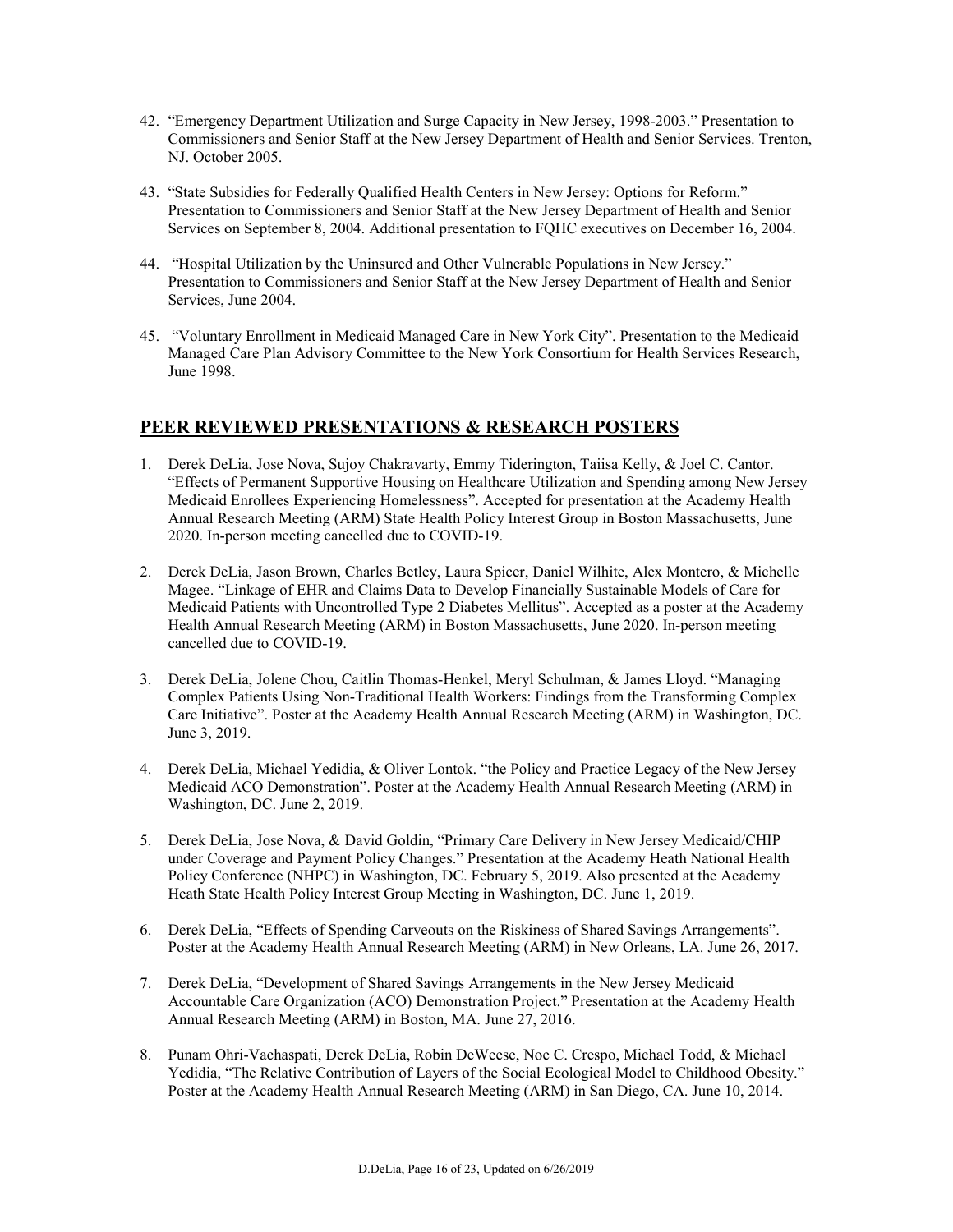42. "Emergency Department Utilization and Surge Capacity in New Jersey, 1998-2003." Presentation to Commissioners and Senior Staff at the New Jersey Department of Health and Senior Services. Trenton, NJ. October 2005.

43. "State Subsidies for Federally Qualified Health Centers in New Jersey: Options for Reform." Presentation to Commissioners and Senior Staff at the New Jersey Department of Health and Senior Services on September 8, 2004. Additional presentation to FQHC executives on December 16, 2004.

44. "Hospital Utilization by the Uninsured and Other Vulnerable Populations in New Jersey." Presentation to Commissioners and Senior Staff at the New Jersey Department of Health and Senior Services, June 2004.

45. "Voluntary Enrollment in Medicaid Managed Care in New York City". Presentation to the Medicaid Managed Care Plan Advisory Committee to the New York Consortium for Health Services Research, June 1998.

## PEER REVIEWED PRESENTATIONS & RESEARCH POSTERS

1. Derek DeLia, Jose Nova, Sujoy Chakravarty, Emmy Tiderington, Taiisa Kelly, & Joel C. Cantor. "Effects of Permanent Supportive Housing on Healthcare Utilization and Spending among New Jersey Medicaid Enrollees Experiencing Homelessness". Accepted for presentation at the Academy Health Annual Research Meeting (ARM) State Health Policy Interest Group in Boston Massachusetts, June 2020. In-person meeting cancelled due to COVID-19.

2. Derek DeLia, Jason Brown, Charles Betley, Laura Spicer, Daniel Wilhite, Alex Montero, & Michelle Magee. "Linkage of EHR and Claims Data to Develop Financially Sustainable Models of Care for Medicaid Patients with Uncontrolled Type 2 Diabetes Mellitus". Accepted as a poster at the Academy Health Annual Research Meeting (ARM) in Boston Massachusetts, June 2020. In-person meeting cancelled due to COVID-19.

3. Derek DeLia, Jolene Chou, Caitlin Thomas-Henkel, Meryl Schulman, & James Lloyd. "Managing Complex Patients Using Non-Traditional Health Workers: Findings from the Transforming Complex Care Initiative". Poster at the Academy Health Annual Research Meeting (ARM) in Washington, DC. June 3, 2019.

4. Derek DeLia, Michael Yedidia, & Oliver Lontok. "the Policy and Practice Legacy of the New Jersey Medicaid ACO Demonstration". Poster at the Academy Health Annual Research Meeting (ARM) in Washington, DC. June 2, 2019.

5. Derek DeLia, Jose Nova, & David Goldin, "Primary Care Delivery in New Jersey Medicaid/CHIP under Coverage and Payment Policy Changes." Presentation at the Academy Heath National Health Policy Conference (NHPC) in Washington, DC. February 5, 2019. Also presented at the Academy Heath State Health Policy Interest Group Meeting in Washington, DC. June 1, 2019.

6. Derek DeLia, "Effects of Spending Carveouts on the Riskiness of Shared Savings Arrangements". Poster at the Academy Health Annual Research Meeting (ARM) in New Orleans, LA. June 26, 2017.

7. Derek DeLia, "Development of Shared Savings Arrangements in the New Jersey Medicaid Accountable Care Organization (ACO) Demonstration Project." Presentation at the Academy Health Annual Research Meeting (ARM) in Boston, MA. June 27, 2016.

8. Punam Ohri-Vachaspati, Derek DeLia, Robin DeWeese, Noe C. Crespo, Michael Todd, & Michael Yedidia, "The Relative Contribution of Layers of the Social Ecological Model to Childhood Obesity." Poster at the Academy Health Annual Research Meeting (ARM) in San Diego, CA. June 10, 2014.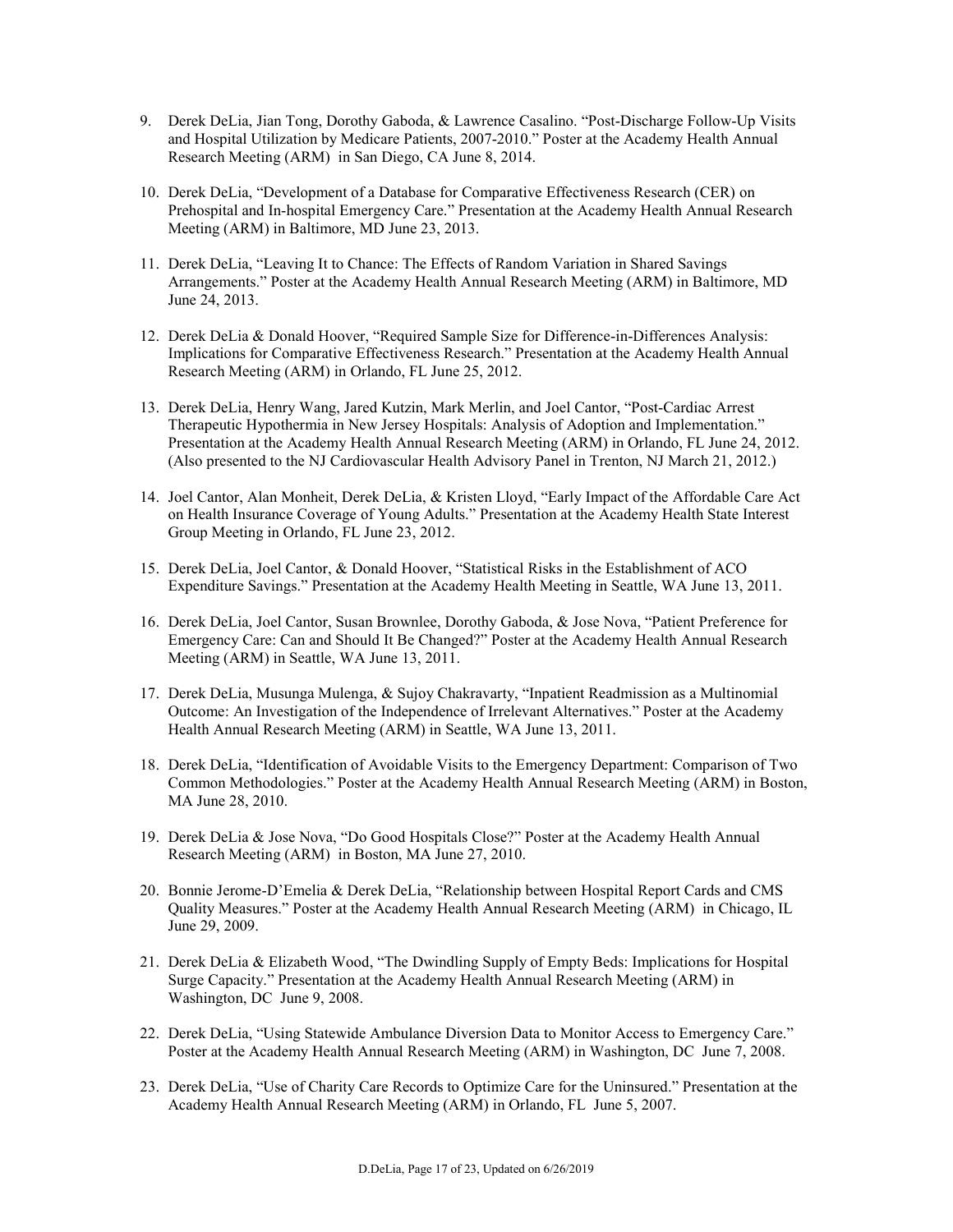9. Derek DeLia, Jian Tong, Dorothy Gaboda, & Lawrence Casalino. “Post-Discharge Follow-Up Visits and Hospital Utilization by Medicare Patients, 2007-2010.” Poster at the Academy Health Annual Research Meeting (ARM) in San Diego, CA June 8, 2014.

10. Derek DeLia, “Development of a Database for Comparative Effectiveness Research (CER) on Prehospital and In-hospital Emergency Care.” Presentation at the Academy Health Annual Research Meeting (ARM) in Baltimore, MD June 23, 2013.

11. Derek DeLia, “Leaving It to Chance: The Effects of Random Variation in Shared Savings Arrangements.” Poster at the Academy Health Annual Research Meeting (ARM) in Baltimore, MD June 24, 2013.

12. Derek DeLia & Donald Hoover, “Required Sample Size for Difference-in-Differences Analysis: Implications for Comparative Effectiveness Research.” Presentation at the Academy Health Annual Research Meeting (ARM) in Orlando, FL June 25, 2012.

13. Derek DeLia, Henry Wang, Jared Kutzin, Mark Merlin, and Joel Cantor, “Post-Cardiac Arrest Therapeutic Hypothermia in New Jersey Hospitals: Analysis of Adoption and Implementation.” Presentation at the Academy Health Annual Research Meeting (ARM) in Orlando, FL June 24, 2012. (Also presented to the NJ Cardiovascular Health Advisory Panel in Trenton, NJ March 21, 2012.)

14. Joel Cantor, Alan Monheit, Derek DeLia, & Kristen Lloyd, “Early Impact of the Affordable Care Act on Health Insurance Coverage of Young Adults.” Presentation at the Academy Health State Interest Group Meeting in Orlando, FL June 23, 2012.

15. Derek DeLia, Joel Cantor, & Donald Hoover, “Statistical Risks in the Establishment of ACO Expenditure Savings.” Presentation at the Academy Health Meeting in Seattle, WA June 13, 2011.

16. Derek DeLia, Joel Cantor, Susan Brownlee, Dorothy Gaboda, & Jose Nova, “Patient Preference for Emergency Care: Can and Should It Be Changed?” Poster at the Academy Health Annual Research Meeting (ARM) in Seattle, WA June 13, 2011.

17. Derek DeLia, Musunga Mulenga, & Sujoy Chakravarty, “Inpatient Readmission as a Multinomial Outcome: An Investigation of the Independence of Irrelevant Alternatives.” Poster at the Academy Health Annual Research Meeting (ARM) in Seattle, WA June 13, 2011.

18. Derek DeLia, “Identification of Avoidable Visits to the Emergency Department: Comparison of Two Common Methodologies.” Poster at the Academy Health Annual Research Meeting (ARM) in Boston, MA June 28, 2010.

19. Derek DeLia & Jose Nova, “Do Good Hospitals Close?” Poster at the Academy Health Annual Research Meeting (ARM) in Boston, MA June 27, 2010.

20. Bonnie Jerome-D’Emelia & Derek DeLia, “Relationship between Hospital Report Cards and CMS Quality Measures.” Poster at the Academy Health Annual Research Meeting (ARM) in Chicago, IL June 29, 2009.

21. Derek DeLia & Elizabeth Wood, “The Dwindling Supply of Empty Beds: Implications for Hospital Surge Capacity.” Presentation at the Academy Health Annual Research Meeting (ARM) in Washington, DC June 9, 2008.

22. Derek DeLia, “Using Statewide Ambulance Diversion Data to Monitor Access to Emergency Care.” Poster at the Academy Health Annual Research Meeting (ARM) in Washington, DC June 7, 2008.

23. Derek DeLia, “Use of Charity Care Records to Optimize Care for the Uninsured.” Presentation at the Academy Health Annual Research Meeting (ARM) in Orlando, FL June 5, 2007.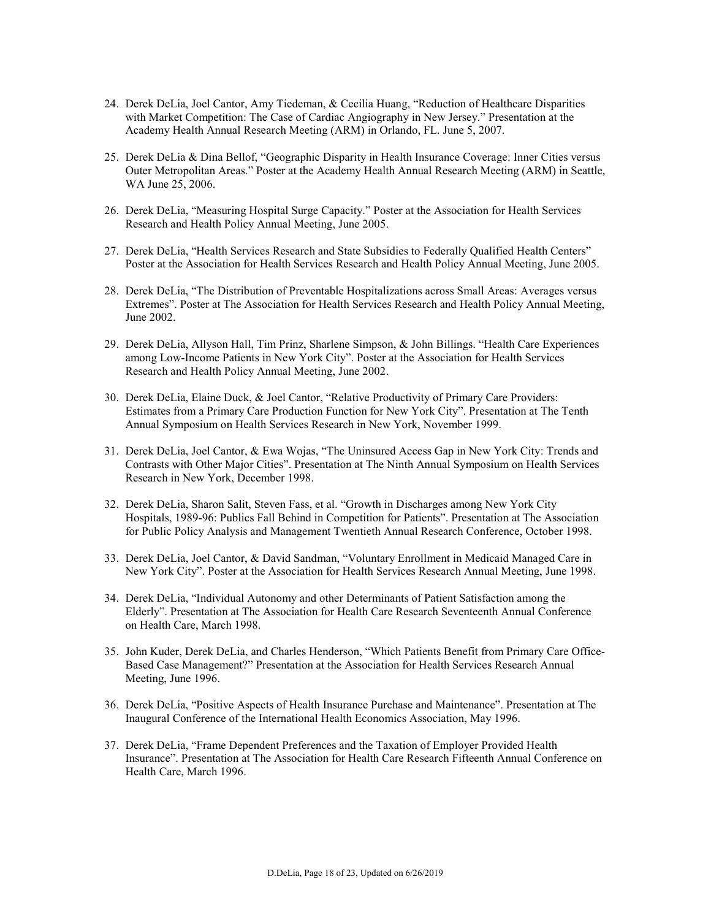24. Derek DeLia, Joel Cantor, Amy Tiedeman, & Cecilia Huang, "Reduction of Healthcare Disparities with Market Competition: The Case of Cardiac Angiography in New Jersey." Presentation at the Academy Health Annual Research Meeting (ARM) in Orlando, FL. June 5, 2007.

25. Derek DeLia & Dina Bellof, "Geographic Disparity in Health Insurance Coverage: Inner Cities versus Outer Metropolitan Areas." Poster at the Academy Health Annual Research Meeting (ARM) in Seattle, WA June 25, 2006.

26. Derek DeLia, "Measuring Hospital Surge Capacity." Poster at the Association for Health Services Research and Health Policy Annual Meeting, June 2005.

27. Derek DeLia, "Health Services Research and State Subsidies to Federally Qualified Health Centers" Poster at the Association for Health Services Research and Health Policy Annual Meeting, June 2005.

28. Derek DeLia, "The Distribution of Preventable Hospitalizations across Small Areas: Averages versus Extremes". Poster at The Association for Health Services Research and Health Policy Annual Meeting, June 2002.

29. Derek DeLia, Allyson Hall, Tim Prinz, Sharlene Simpson, & John Billings. "Health Care Experiences among Low-Income Patients in New York City". Poster at the Association for Health Services Research and Health Policy Annual Meeting, June 2002.

30. Derek DeLia, Elaine Duck, & Joel Cantor, "Relative Productivity of Primary Care Providers: Estimates from a Primary Care Production Function for New York City". Presentation at The Tenth Annual Symposium on Health Services Research in New York, November 1999.

31. Derek DeLia, Joel Cantor, & Ewa Wojas, "The Uninsured Access Gap in New York City: Trends and Contrasts with Other Major Cities". Presentation at The Ninth Annual Symposium on Health Services Research in New York, December 1998.

32. Derek DeLia, Sharon Salit, Steven Fass, et al. "Growth in Discharges among New York City Hospitals, 1989-96: Publics Fall Behind in Competition for Patients". Presentation at The Association for Public Policy Analysis and Management Twentieth Annual Research Conference, October 1998.

33. Derek DeLia, Joel Cantor, & David Sandman, "Voluntary Enrollment in Medicaid Managed Care in New York City". Poster at the Association for Health Services Research Annual Meeting, June 1998.

34. Derek DeLia, "Individual Autonomy and other Determinants of Patient Satisfaction among the Elderly". Presentation at The Association for Health Care Research Seventeenth Annual Conference on Health Care, March 1998.

35. John Kuder, Derek DeLia, and Charles Henderson, "Which Patients Benefit from Primary Care Office-Based Case Management?" Presentation at the Association for Health Services Research Annual Meeting, June 1996.

36. Derek DeLia, "Positive Aspects of Health Insurance Purchase and Maintenance". Presentation at The Inaugural Conference of the International Health Economics Association, May 1996.

37. Derek DeLia, "Frame Dependent Preferences and the Taxation of Employer Provided Health Insurance". Presentation at The Association for Health Care Research Fifteenth Annual Conference on Health Care, March 1996.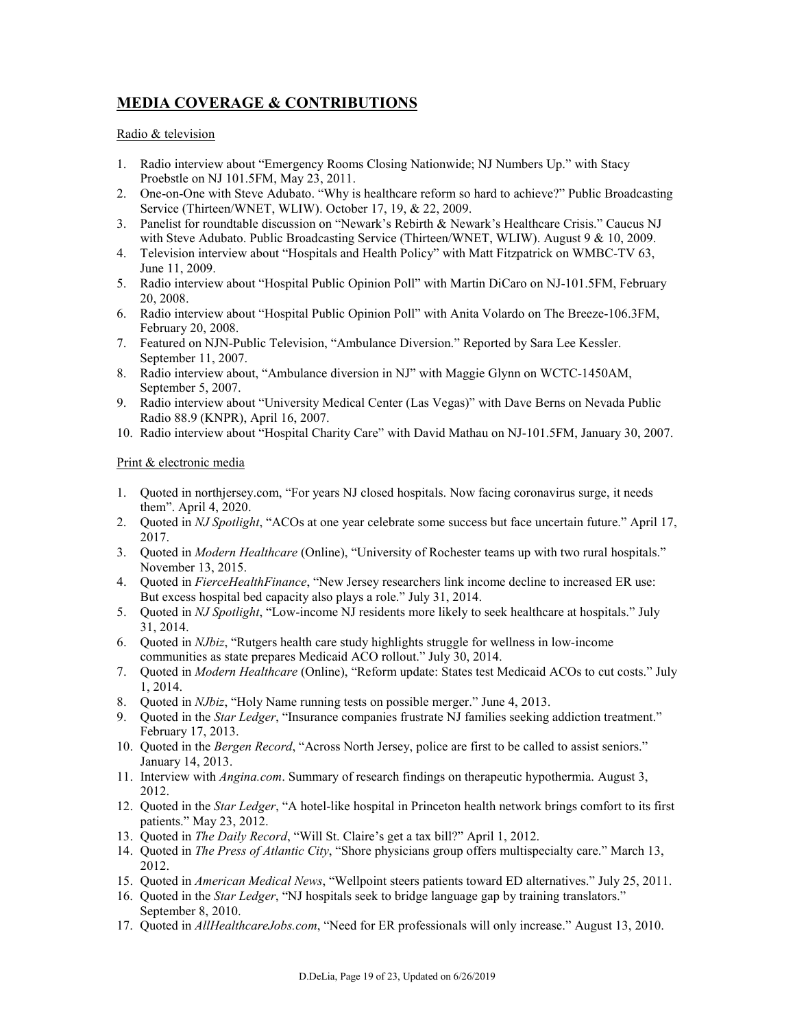## MEDIA COVERAGE & CONTRIBUTIONS

Radio & television

1. Radio interview about “Emergency Rooms Closing Nationwide; NJ Numbers Up.” with Stacy Proebstle on NJ 101.5FM, May 23, 2011.
2. One-on-One with Steve Adubato. “Why is healthcare reform so hard to achieve?” Public Broadcasting Service (Thirteen/WNET, WLIW). October 17, 19, & 22, 2009.
3. Panelist for roundtable discussion on “Newark’s Rebirth & Newark’s Healthcare Crisis.” Caucus NJ with Steve Adubato. Public Broadcasting Service (Thirteen/WNET, WLIW). August 9 & 10, 2009.
4. Television interview about “Hospitals and Health Policy” with Matt Fitzpatrick on WMBC-TV 63, June 11, 2009.
5. Radio interview about “Hospital Public Opinion Poll” with Martin DiCaro on NJ-101.5FM, February 20, 2008.
6. Radio interview about “Hospital Public Opinion Poll” with Anita Volardo on The Breeze-106.3FM, February 20, 2008.
7. Featured on NJN-Public Television, “Ambulance Diversion.” Reported by Sara Lee Kessler. September 11, 2007.
8. Radio interview about, “Ambulance diversion in NJ” with Maggie Glynn on WCTC-1450AM, September 5, 2007.
9. Radio interview about “University Medical Center (Las Vegas)” with Dave Berns on Nevada Public Radio 88.9 (KNPR), April 16, 2007.
10. Radio interview about “Hospital Charity Care” with David Mathau on NJ-101.5FM, January 30, 2007.

Print & electronic media

1. Quoted in northjersey.com, “For years NJ closed hospitals. Now facing coronavirus surge, it needs them”. April 4, 2020.
2. Quoted in *NJ Spotlight*, “ACOs at one year celebrate some success but face uncertain future.” April 17, 2017.
3. Quoted in *Modern Healthcare* (Online), “University of Rochester teams up with two rural hospitals.” November 13, 2015.
4. Quoted in *FierceHealthFinance*, “New Jersey researchers link income decline to increased ER use: But excess hospital bed capacity also plays a role.” July 31, 2014.
5. Quoted in *NJ Spotlight*, “Low-income NJ residents more likely to seek healthcare at hospitals.” July 31, 2014.
6. Quoted in *NJbiz*, “Rutgers health care study highlights struggle for wellness in low-income communities as state prepares Medicaid ACO rollout.” July 30, 2014.
7. Quoted in *Modern Healthcare* (Online), “Reform update: States test Medicaid ACOs to cut costs.” July 1, 2014.
8. Quoted in *NJbiz*, “Holy Name running tests on possible merger.” June 4, 2013.
9. Quoted in the *Star Ledger*, “Insurance companies frustrate NJ families seeking addiction treatment.” February 17, 2013.
10. Quoted in the *Bergen Record*, “Across North Jersey, police are first to be called to assist seniors.” January 14, 2013.
11. Interview with *Angina.com*. Summary of research findings on therapeutic hypothermia. August 3, 2012.
12. Quoted in the *Star Ledger*, “A hotel-like hospital in Princeton health network brings comfort to its first patients.” May 23, 2012.
13. Quoted in *The Daily Record*, “Will St. Claire’s get a tax bill?” April 1, 2012.
14. Quoted in *The Press of Atlantic City*, “Shore physicians group offers multispecialty care.” March 13, 2012.
15. Quoted in *American Medical News*, “Wellpoint steers patients toward ED alternatives.” July 25, 2011.
16. Quoted in the *Star Ledger*, “NJ hospitals seek to bridge language gap by training translators.” September 8, 2010.
17. Quoted in *AllHealthcareJobs.com*, “Need for ER professionals will only increase.” August 13, 2010.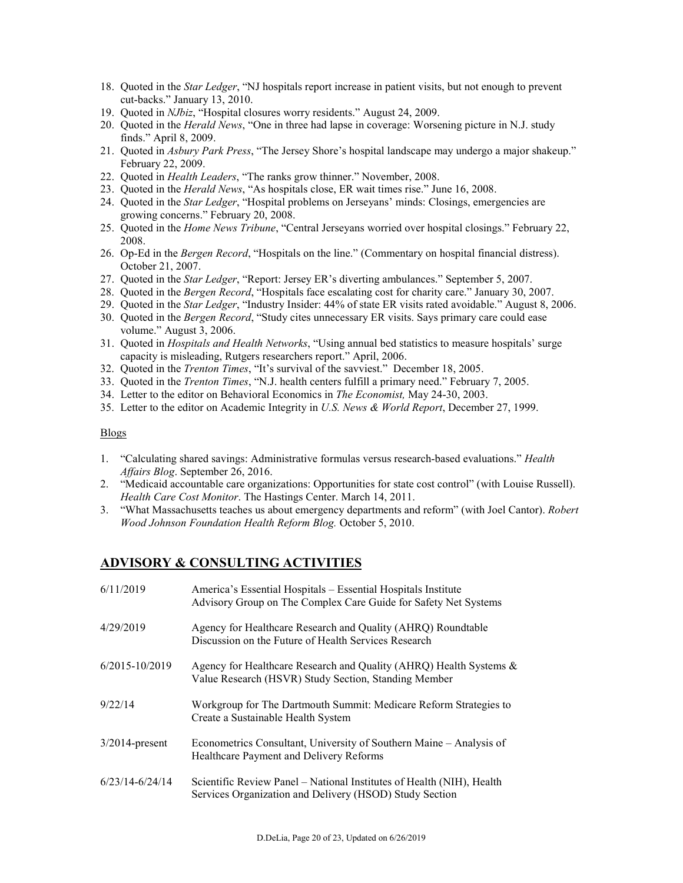18. Quoted in the *Star Ledger*, "NJ hospitals report increase in patient visits, but not enough to prevent cut-backs." January 13, 2010.
19. Quoted in *NJbiz*, "Hospital closures worry residents." August 24, 2009.
20. Quoted in the *Herald News*, "One in three had lapse in coverage: Worsening picture in N.J. study finds." April 8, 2009.
21. Quoted in *Asbury Park Press*, "The Jersey Shore's hospital landscape may undergo a major shakeup." February 22, 2009.
22. Quoted in *Health Leaders*, "The ranks grow thinner." November, 2008.
23. Quoted in the *Herald News*, "As hospitals close, ER wait times rise." June 16, 2008.
24. Quoted in the *Star Ledger*, "Hospital problems on Jerseyans' minds: Closings, emergencies are growing concerns." February 20, 2008.
25. Quoted in the *Home News Tribune*, "Central Jerseyans worried over hospital closings." February 22, 2008.
26. Op-Ed in the *Bergen Record*, "Hospitals on the line." (Commentary on hospital financial distress). October 21, 2007.
27. Quoted in the *Star Ledger*, "Report: Jersey ER's diverting ambulances." September 5, 2007.
28. Quoted in the *Bergen Record*, "Hospitals face escalating cost for charity care." January 30, 2007.
29. Quoted in the *Star Ledger*, "Industry Insider: 44% of state ER visits rated avoidable." August 8, 2006.
30. Quoted in the *Bergen Record*, "Study cites unnecessary ER visits. Says primary care could ease volume." August 3, 2006.
31. Quoted in *Hospitals and Health Networks*, "Using annual bed statistics to measure hospitals' surge capacity is misleading, Rutgers researchers report." April, 2006.
32. Quoted in the *Trenton Times*, "It's survival of the savviest." December 18, 2005.
33. Quoted in the *Trenton Times*, "N.J. health centers fulfill a primary need." February 7, 2005.
34. Letter to the editor on Behavioral Economics in *The Economist,* May 24-30, 2003.
35. Letter to the editor on Academic Integrity in *U.S. News & World Report*, December 27, 1999.

Blogs

1. "Calculating shared savings: Administrative formulas versus research-based evaluations." *Health Affairs Blog*. September 26, 2016.
2. "Medicaid accountable care organizations: Opportunities for state cost control" (with Louise Russell). *Health Care Cost Monitor*. The Hastings Center. March 14, 2011.
3. "What Massachusetts teaches us about emergency departments and reform" (with Joel Cantor). *Robert Wood Johnson Foundation Health Reform Blog.* October 5, 2010.

## ADVISORY & CONSULTING ACTIVITIES

| | |
|---|---|
| 6/11/2019 | America's Essential Hospitals – Essential Hospitals Institute Advisory Group on The Complex Care Guide for Safety Net Systems |
| 4/29/2019 | Agency for Healthcare Research and Quality (AHRQ) Roundtable Discussion on the Future of Health Services Research |
| 6/2015-10/2019 | Agency for Healthcare Research and Quality (AHRQ) Health Systems & Value Research (HSVR) Study Section, Standing Member |
| 9/22/14 | Workgroup for The Dartmouth Summit: Medicare Reform Strategies to Create a Sustainable Health System |
| 3/2014-present | Econometrics Consultant, University of Southern Maine – Analysis of Healthcare Payment and Delivery Reforms |
| 6/23/14-6/24/14 | Scientific Review Panel – National Institutes of Health (NIH), Health Services Organization and Delivery (HSOD) Study Section |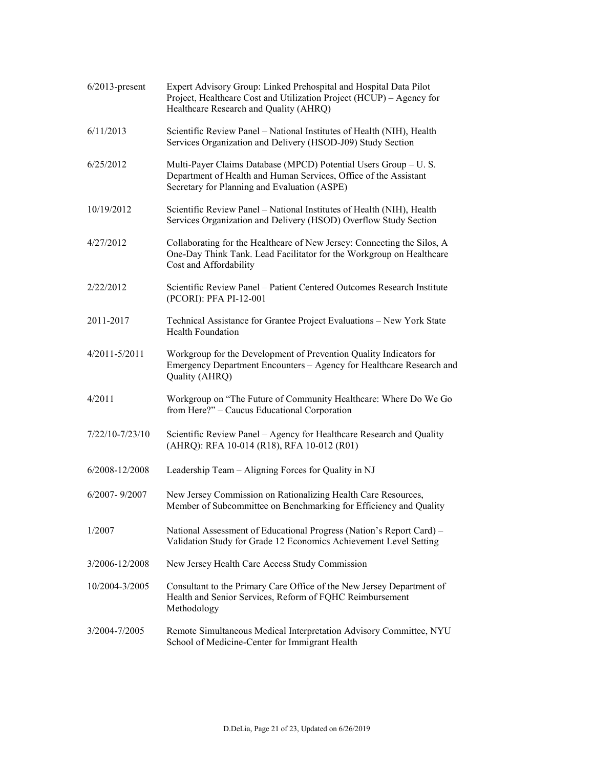| | |
|---|---|
| 6/2013-present | Expert Advisory Group: Linked Prehospital and Hospital Data Pilot Project, Healthcare Cost and Utilization Project (HCUP) – Agency for Healthcare Research and Quality (AHRQ) |
| 6/11/2013 | Scientific Review Panel – National Institutes of Health (NIH), Health Services Organization and Delivery (HSOD-J09) Study Section |
| 6/25/2012 | Multi-Payer Claims Database (MPCD) Potential Users Group – U. S. Department of Health and Human Services, Office of the Assistant Secretary for Planning and Evaluation (ASPE) |
| 10/19/2012 | Scientific Review Panel – National Institutes of Health (NIH), Health Services Organization and Delivery (HSOD) Overflow Study Section |
| 4/27/2012 | Collaborating for the Healthcare of New Jersey: Connecting the Silos, A One-Day Think Tank. Lead Facilitator for the Workgroup on Healthcare Cost and Affordability |
| 2/22/2012 | Scientific Review Panel – Patient Centered Outcomes Research Institute (PCORI): PFA PI-12-001 |
| 2011-2017 | Technical Assistance for Grantee Project Evaluations – New York State Health Foundation |
| 4/2011-5/2011 | Workgroup for the Development of Prevention Quality Indicators for Emergency Department Encounters – Agency for Healthcare Research and Quality (AHRQ) |
| 4/2011 | Workgroup on "The Future of Community Healthcare: Where Do We Go from Here?" – Caucus Educational Corporation |
| 7/22/10-7/23/10 | Scientific Review Panel – Agency for Healthcare Research and Quality (AHRQ): RFA 10-014 (R18), RFA 10-012 (R01) |
| 6/2008-12/2008 | Leadership Team – Aligning Forces for Quality in NJ |
| 6/2007- 9/2007 | New Jersey Commission on Rationalizing Health Care Resources, Member of Subcommittee on Benchmarking for Efficiency and Quality |
| 1/2007 | National Assessment of Educational Progress (Nation's Report Card) – Validation Study for Grade 12 Economics Achievement Level Setting |
| 3/2006-12/2008 | New Jersey Health Care Access Study Commission |
| 10/2004-3/2005 | Consultant to the Primary Care Office of the New Jersey Department of Health and Senior Services, Reform of FQHC Reimbursement Methodology |
| 3/2004-7/2005 | Remote Simultaneous Medical Interpretation Advisory Committee, NYU School of Medicine-Center for Immigrant Health |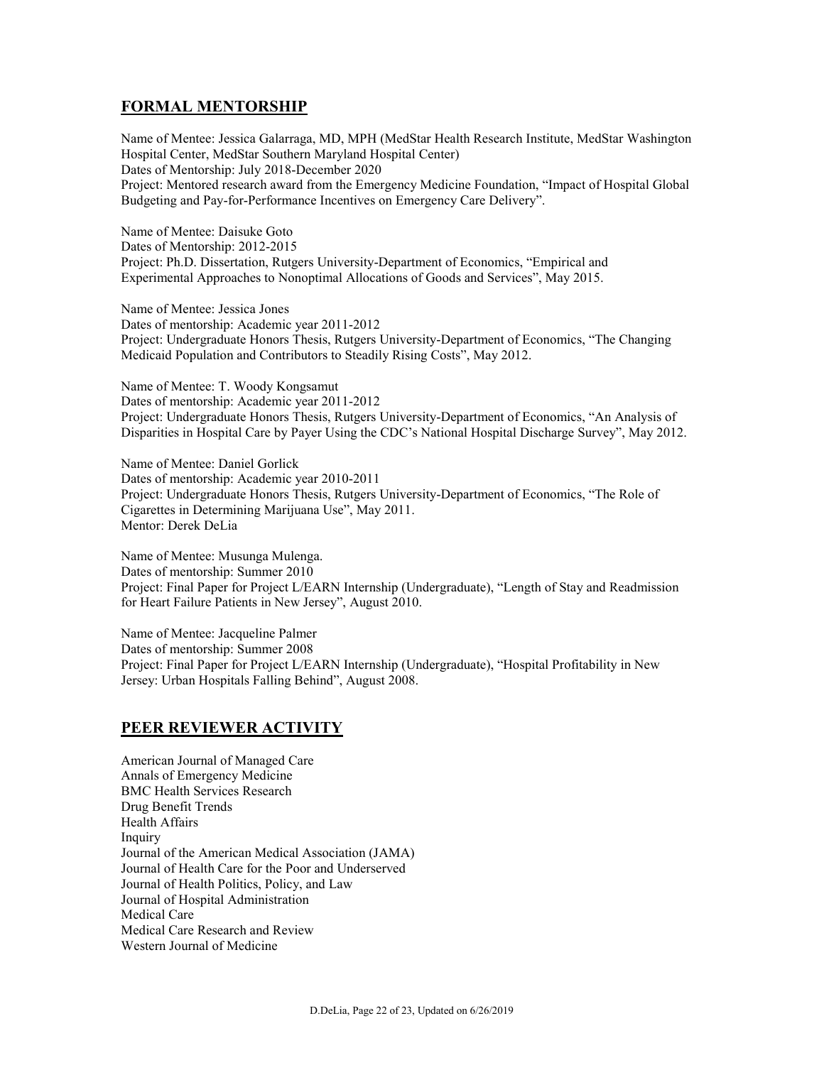## FORMAL MENTORSHIP

Name of Mentee: Jessica Galarraga, MD, MPH (MedStar Health Research Institute, MedStar Washington Hospital Center, MedStar Southern Maryland Hospital Center)
Dates of Mentorship: July 2018-December 2020
Project: Mentored research award from the Emergency Medicine Foundation, "Impact of Hospital Global Budgeting and Pay-for-Performance Incentives on Emergency Care Delivery".

Name of Mentee: Daisuke Goto
Dates of Mentorship: 2012-2015
Project: Ph.D. Dissertation, Rutgers University-Department of Economics, "Empirical and Experimental Approaches to Nonoptimal Allocations of Goods and Services", May 2015.

Name of Mentee: Jessica Jones
Dates of mentorship: Academic year 2011-2012
Project: Undergraduate Honors Thesis, Rutgers University-Department of Economics, "The Changing Medicaid Population and Contributors to Steadily Rising Costs", May 2012.

Name of Mentee: T. Woody Kongsamut
Dates of mentorship: Academic year 2011-2012
Project: Undergraduate Honors Thesis, Rutgers University-Department of Economics, "An Analysis of Disparities in Hospital Care by Payer Using the CDC's National Hospital Discharge Survey", May 2012.

Name of Mentee: Daniel Gorlick
Dates of mentorship: Academic year 2010-2011
Project: Undergraduate Honors Thesis, Rutgers University-Department of Economics, "The Role of Cigarettes in Determining Marijuana Use", May 2011.
Mentor: Derek DeLia

Name of Mentee: Musunga Mulenga.
Dates of mentorship: Summer 2010
Project: Final Paper for Project L/EARN Internship (Undergraduate), "Length of Stay and Readmission for Heart Failure Patients in New Jersey", August 2010.

Name of Mentee: Jacqueline Palmer
Dates of mentorship: Summer 2008
Project: Final Paper for Project L/EARN Internship (Undergraduate), "Hospital Profitability in New Jersey: Urban Hospitals Falling Behind", August 2008.

## PEER REVIEWER ACTIVITY

American Journal of Managed Care
Annals of Emergency Medicine
BMC Health Services Research
Drug Benefit Trends
Health Affairs
Inquiry
Journal of the American Medical Association (JAMA)
Journal of Health Care for the Poor and Underserved
Journal of Health Politics, Policy, and Law
Journal of Hospital Administration
Medical Care
Medical Care Research and Review
Western Journal of Medicine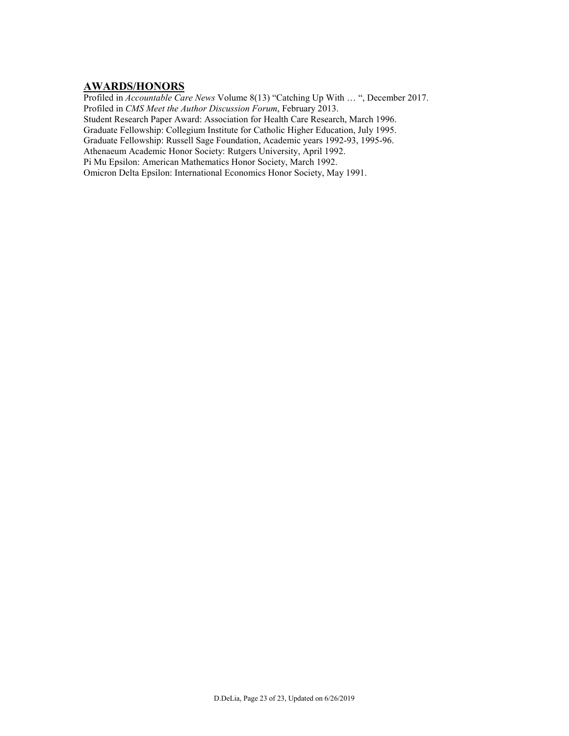## AWARDS/HONORS

Profiled in *Accountable Care News* Volume 8(13) "Catching Up With … ", December 2017.
Profiled in *CMS Meet the Author Discussion Forum*, February 2013.
Student Research Paper Award: Association for Health Care Research, March 1996.
Graduate Fellowship: Collegium Institute for Catholic Higher Education, July 1995.
Graduate Fellowship: Russell Sage Foundation, Academic years 1992-93, 1995-96.
Athenaeum Academic Honor Society: Rutgers University, April 1992.
Pi Mu Epsilon: American Mathematics Honor Society, March 1992.
Omicron Delta Epsilon: International Economics Honor Society, May 1991.